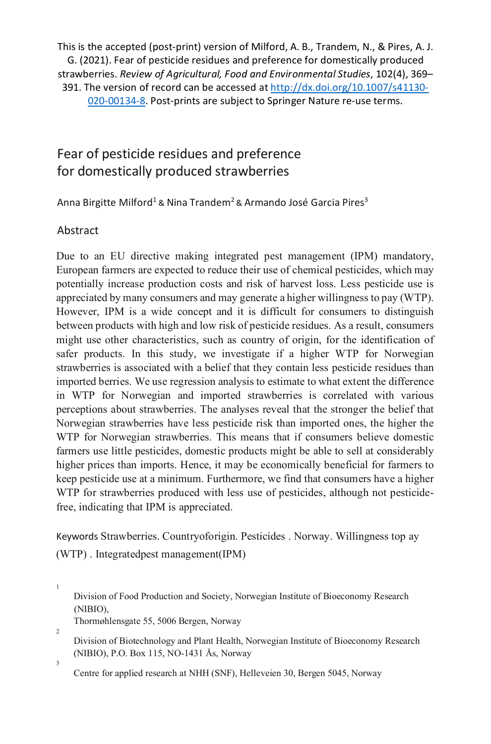This is the accepted (post-print) version of Milford, A. B., Trandem, N., & Pires, A. J. G. (2021). Fear of pesticide residues and preference for domestically produced strawberries. *Review of Agricultural, Food and Environmental Studies*, 102(4), 369–391. The version of record can be accessed at [http://dx.doi.org/10.1007/s41130-020-00134-8](http://dx.doi.org/10.1007/s41130-020-00134-8). Post-prints are subject to Springer Nature re-use terms.

# Fear of pesticide residues and preference for domestically produced strawberries

Anna Birgitte Milford[1] & Nina Trandem[2] & Armando José Garcia Pires[3]

## Abstract

Due to an EU directive making integrated pest management (IPM) mandatory, European farmers are expected to reduce their use of chemical pesticides, which may potentially increase production costs and risk of harvest loss. Less pesticide use is appreciated by many consumers and may generate a higher willingness to pay (WTP). However, IPM is a wide concept and it is difficult for consumers to distinguish between products with high and low risk of pesticide residues. As a result, consumers might use other characteristics, such as country of origin, for the identification of safer products. In this study, we investigate if a higher WTP for Norwegian strawberries is associated with a belief that they contain less pesticide residues than imported berries. We use regression analysis to estimate to what extent the difference in WTP for Norwegian and imported strawberries is correlated with various perceptions about strawberries. The analyses reveal that the stronger the belief that Norwegian strawberries have less pesticide risk than imported ones, the higher the WTP for Norwegian strawberries. This means that if consumers believe domestic farmers use little pesticides, domestic products might be able to sell at considerably higher prices than imports. Hence, it may be economically beneficial for farmers to keep pesticide use at a minimum. Furthermore, we find that consumers have a higher WTP for strawberries produced with less use of pesticides, although not pesticide-free, indicating that IPM is appreciated.

Keywords Strawberries. Countryoforigin. Pesticides . Norway. Willingness top ay (WTP) . Integratedpest management(IPM)

[1] Division of Food Production and Society, Norwegian Institute of Bioeconomy Research (NIBIO), Thormøhlensgate 55, 5006 Bergen, Norway

[2] Division of Biotechnology and Plant Health, Norwegian Institute of Bioeconomy Research (NIBIO), P.O. Box 115, NO-1431 Ås, Norway

[3] Centre for applied research at NHH (SNF), Helleveien 30, Bergen 5045, Norway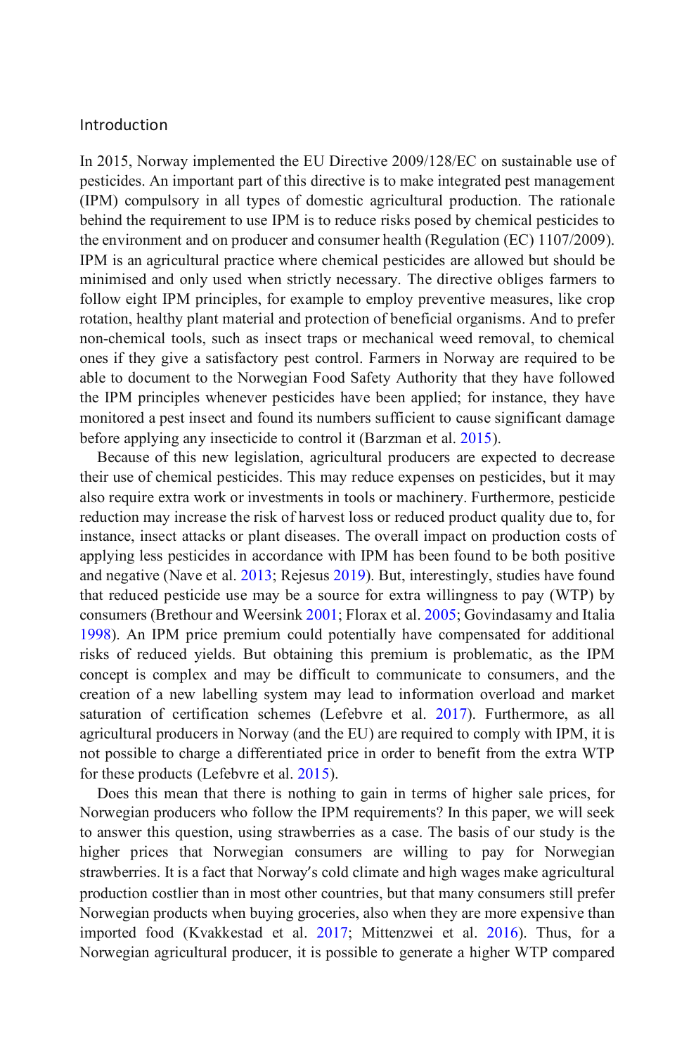## Introduction

In 2015, Norway implemented the EU Directive 2009/128/EC on sustainable use of pesticides. An important part of this directive is to make integrated pest management (IPM) compulsory in all types of domestic agricultural production. The rationale behind the requirement to use IPM is to reduce risks posed by chemical pesticides to the environment and on producer and consumer health (Regulation (EC) 1107/2009). IPM is an agricultural practice where chemical pesticides are allowed but should be minimised and only used when strictly necessary. The directive obliges farmers to follow eight IPM principles, for example to employ preventive measures, like crop rotation, healthy plant material and protection of beneficial organisms. And to prefer non-chemical tools, such as insect traps or mechanical weed removal, to chemical ones if they give a satisfactory pest control. Farmers in Norway are required to be able to document to the Norwegian Food Safety Authority that they have followed the IPM principles whenever pesticides have been applied; for instance, they have monitored a pest insect and found its numbers sufficient to cause significant damage before applying any insecticide to control it (Barzman et al. 2015).

Because of this new legislation, agricultural producers are expected to decrease their use of chemical pesticides. This may reduce expenses on pesticides, but it may also require extra work or investments in tools or machinery. Furthermore, pesticide reduction may increase the risk of harvest loss or reduced product quality due to, for instance, insect attacks or plant diseases. The overall impact on production costs of applying less pesticides in accordance with IPM has been found to be both positive and negative (Nave et al. 2013; Rejesus 2019). But, interestingly, studies have found that reduced pesticide use may be a source for extra willingness to pay (WTP) by consumers (Brethour and Weersink 2001; Florax et al. 2005; Govindasamy and Italia 1998). An IPM price premium could potentially have compensated for additional risks of reduced yields. But obtaining this premium is problematic, as the IPM concept is complex and may be difficult to communicate to consumers, and the creation of a new labelling system may lead to information overload and market saturation of certification schemes (Lefebvre et al. 2017). Furthermore, as all agricultural producers in Norway (and the EU) are required to comply with IPM, it is not possible to charge a differentiated price in order to benefit from the extra WTP for these products (Lefebvre et al. 2015).

Does this mean that there is nothing to gain in terms of higher sale prices, for Norwegian producers who follow the IPM requirements? In this paper, we will seek to answer this question, using strawberries as a case. The basis of our study is the higher prices that Norwegian consumers are willing to pay for Norwegian strawberries. It is a fact that Norway′s cold climate and high wages make agricultural production costlier than in most other countries, but that many consumers still prefer Norwegian products when buying groceries, also when they are more expensive than imported food (Kvakkestad et al. 2017; Mittenzwei et al. 2016). Thus, for a Norwegian agricultural producer, it is possible to generate a higher WTP compared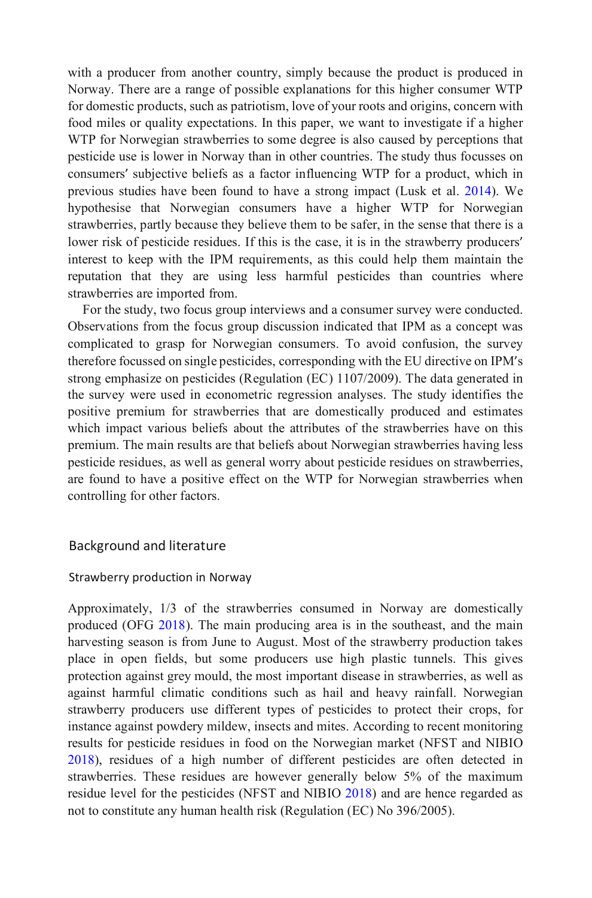with a producer from another country, simply because the product is produced in Norway. There are a range of possible explanations for this higher consumer WTP for domestic products, such as patriotism, love of your roots and origins, concern with food miles or quality expectations. In this paper, we want to investigate if a higher WTP for Norwegian strawberries to some degree is also caused by perceptions that pesticide use is lower in Norway than in other countries. The study thus focusses on consumers′ subjective beliefs as a factor influencing WTP for a product, which in previous studies have been found to have a strong impact (Lusk et al. 2014). We hypothesise that Norwegian consumers have a higher WTP for Norwegian strawberries, partly because they believe them to be safer, in the sense that there is a lower risk of pesticide residues. If this is the case, it is in the strawberry producers′ interest to keep with the IPM requirements, as this could help them maintain the reputation that they are using less harmful pesticides than countries where strawberries are imported from.

For the study, two focus group interviews and a consumer survey were conducted. Observations from the focus group discussion indicated that IPM as a concept was complicated to grasp for Norwegian consumers. To avoid confusion, the survey therefore focussed on single pesticides, corresponding with the EU directive on IPM′s strong emphasize on pesticides (Regulation (EC) 1107/2009). The data generated in the survey were used in econometric regression analyses. The study identifies the positive premium for strawberries that are domestically produced and estimates which impact various beliefs about the attributes of the strawberries have on this premium. The main results are that beliefs about Norwegian strawberries having less pesticide residues, as well as general worry about pesticide residues on strawberries, are found to have a positive effect on the WTP for Norwegian strawberries when controlling for other factors.

## Background and literature

### Strawberry production in Norway

Approximately, 1/3 of the strawberries consumed in Norway are domestically produced (OFG 2018). The main producing area is in the southeast, and the main harvesting season is from June to August. Most of the strawberry production takes place in open fields, but some producers use high plastic tunnels. This gives protection against grey mould, the most important disease in strawberries, as well as against harmful climatic conditions such as hail and heavy rainfall. Norwegian strawberry producers use different types of pesticides to protect their crops, for instance against powdery mildew, insects and mites. According to recent monitoring results for pesticide residues in food on the Norwegian market (NFST and NIBIO 2018), residues of a high number of different pesticides are often detected in strawberries. These residues are however generally below 5% of the maximum residue level for the pesticides (NFST and NIBIO 2018) and are hence regarded as not to constitute any human health risk (Regulation (EC) No 396/2005).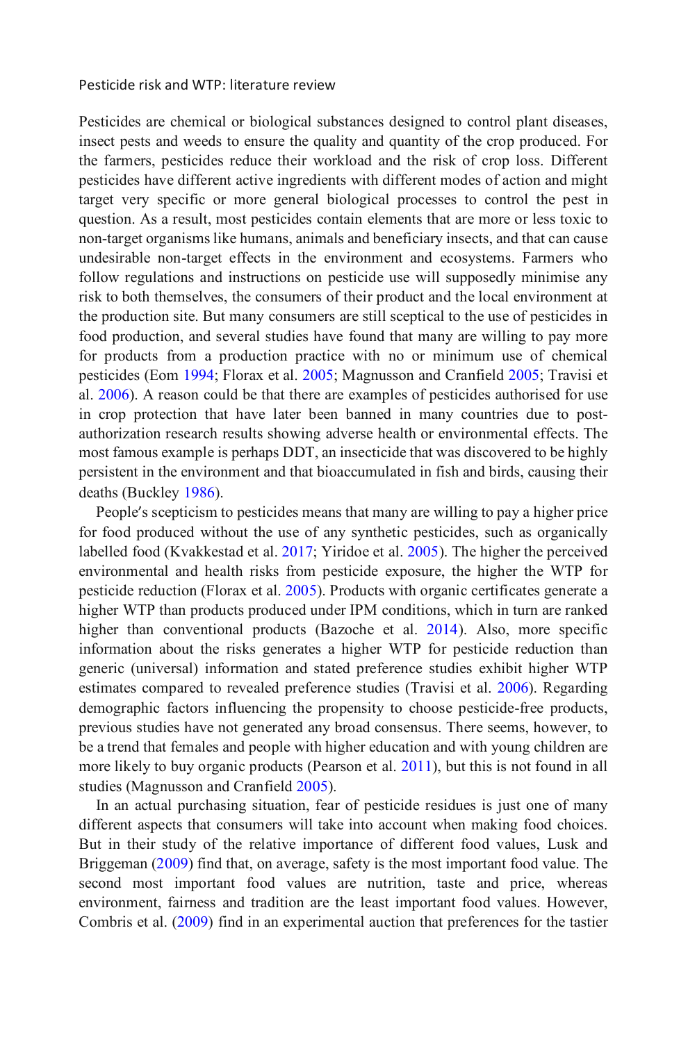## Pesticide risk and WTP: literature review

Pesticides are chemical or biological substances designed to control plant diseases, insect pests and weeds to ensure the quality and quantity of the crop produced. For the farmers, pesticides reduce their workload and the risk of crop loss. Different pesticides have different active ingredients with different modes of action and might target very specific or more general biological processes to control the pest in question. As a result, most pesticides contain elements that are more or less toxic to non-target organisms like humans, animals and beneficiary insects, and that can cause undesirable non-target effects in the environment and ecosystems. Farmers who follow regulations and instructions on pesticide use will supposedly minimise any risk to both themselves, the consumers of their product and the local environment at the production site. But many consumers are still sceptical to the use of pesticides in food production, and several studies have found that many are willing to pay more for products from a production practice with no or minimum use of chemical pesticides (Eom 1994; Florax et al. 2005; Magnusson and Cranfield 2005; Travisi et al. 2006). A reason could be that there are examples of pesticides authorised for use in crop protection that have later been banned in many countries due to post-authorization research results showing adverse health or environmental effects. The most famous example is perhaps DDT, an insecticide that was discovered to be highly persistent in the environment and that bioaccumulated in fish and birds, causing their deaths (Buckley 1986).

People's scepticism to pesticides means that many are willing to pay a higher price for food produced without the use of any synthetic pesticides, such as organically labelled food (Kvakkestad et al. 2017; Yiridoe et al. 2005). The higher the perceived environmental and health risks from pesticide exposure, the higher the WTP for pesticide reduction (Florax et al. 2005). Products with organic certificates generate a higher WTP than products produced under IPM conditions, which in turn are ranked higher than conventional products (Bazoche et al. 2014). Also, more specific information about the risks generates a higher WTP for pesticide reduction than generic (universal) information and stated preference studies exhibit higher WTP estimates compared to revealed preference studies (Travisi et al. 2006). Regarding demographic factors influencing the propensity to choose pesticide-free products, previous studies have not generated any broad consensus. There seems, however, to be a trend that females and people with higher education and with young children are more likely to buy organic products (Pearson et al. 2011), but this is not found in all studies (Magnusson and Cranfield 2005).

In an actual purchasing situation, fear of pesticide residues is just one of many different aspects that consumers will take into account when making food choices. But in their study of the relative importance of different food values, Lusk and Briggeman (2009) find that, on average, safety is the most important food value. The second most important food values are nutrition, taste and price, whereas environment, fairness and tradition are the least important food values. However, Combris et al. (2009) find in an experimental auction that preferences for the tastier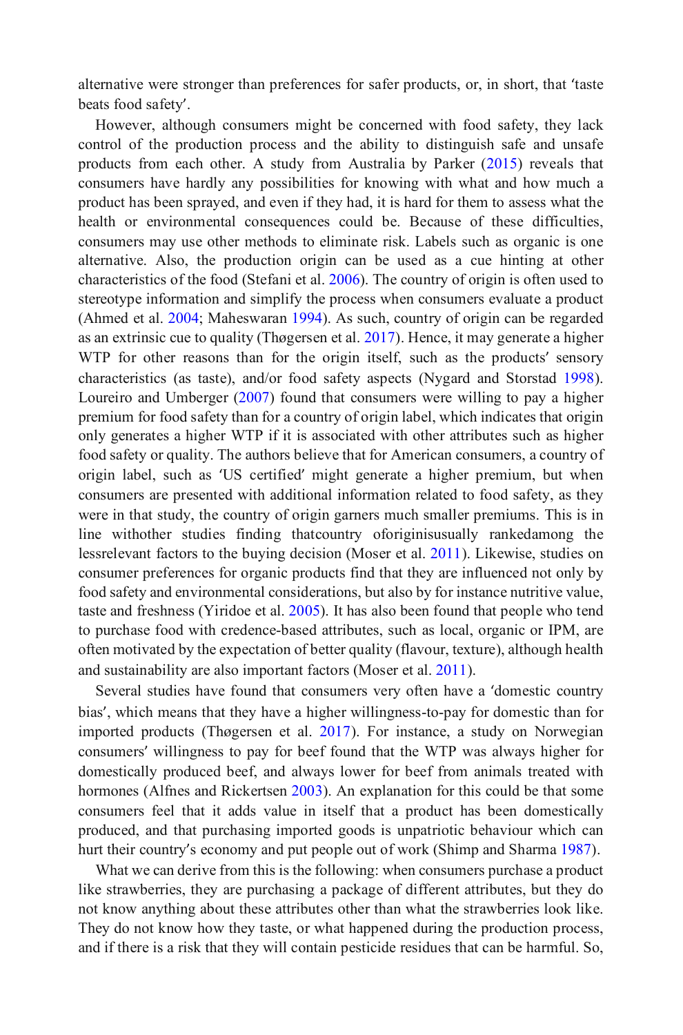alternative were stronger than preferences for safer products, or, in short, that 'taste beats food safety'.

However, although consumers might be concerned with food safety, they lack control of the production process and the ability to distinguish safe and unsafe products from each other. A study from Australia by Parker (2015) reveals that consumers have hardly any possibilities for knowing with what and how much a product has been sprayed, and even if they had, it is hard for them to assess what the health or environmental consequences could be. Because of these difficulties, consumers may use other methods to eliminate risk. Labels such as organic is one alternative. Also, the production origin can be used as a cue hinting at other characteristics of the food (Stefani et al. 2006). The country of origin is often used to stereotype information and simplify the process when consumers evaluate a product (Ahmed et al. 2004; Maheswaran 1994). As such, country of origin can be regarded as an extrinsic cue to quality (Thøgersen et al. 2017). Hence, it may generate a higher WTP for other reasons than for the origin itself, such as the products' sensory characteristics (as taste), and/or food safety aspects (Nygard and Storstad 1998). Loureiro and Umberger (2007) found that consumers were willing to pay a higher premium for food safety than for a country of origin label, which indicates that origin only generates a higher WTP if it is associated with other attributes such as higher food safety or quality. The authors believe that for American consumers, a country of origin label, such as 'US certified' might generate a higher premium, but when consumers are presented with additional information related to food safety, as they were in that study, the country of origin garners much smaller premiums. This is in line withother studies finding thatcountry oforiginisusually rankedamong the lessrelevant factors to the buying decision (Moser et al. 2011). Likewise, studies on consumer preferences for organic products find that they are influenced not only by food safety and environmental considerations, but also by for instance nutritive value, taste and freshness (Yiridoe et al. 2005). It has also been found that people who tend to purchase food with credence-based attributes, such as local, organic or IPM, are often motivated by the expectation of better quality (flavour, texture), although health and sustainability are also important factors (Moser et al. 2011).

Several studies have found that consumers very often have a 'domestic country bias', which means that they have a higher willingness-to-pay for domestic than for imported products (Thøgersen et al. 2017). For instance, a study on Norwegian consumers' willingness to pay for beef found that the WTP was always higher for domestically produced beef, and always lower for beef from animals treated with hormones (Alfnes and Rickertsen 2003). An explanation for this could be that some consumers feel that it adds value in itself that a product has been domestically produced, and that purchasing imported goods is unpatriotic behaviour which can hurt their country's economy and put people out of work (Shimp and Sharma 1987).

What we can derive from this is the following: when consumers purchase a product like strawberries, they are purchasing a package of different attributes, but they do not know anything about these attributes other than what the strawberries look like. They do not know how they taste, or what happened during the production process, and if there is a risk that they will contain pesticide residues that can be harmful. So,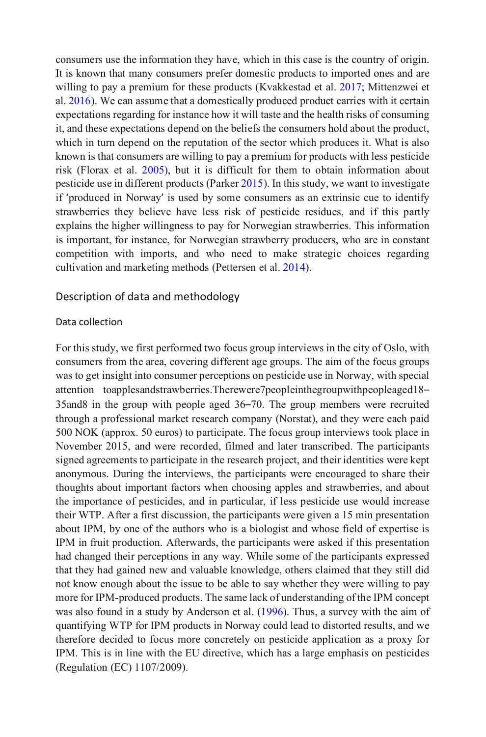consumers use the information they have, which in this case is the country of origin. It is known that many consumers prefer domestic products to imported ones and are willing to pay a premium for these products (Kvakkestad et al. 2017; Mittenzwei et al. 2016). We can assume that a domestically produced product carries with it certain expectations regarding for instance how it will taste and the health risks of consuming it, and these expectations depend on the beliefs the consumers hold about the product, which in turn depend on the reputation of the sector which produces it. What is also known is that consumers are willing to pay a premium for products with less pesticide risk (Florax et al. 2005), but it is difficult for them to obtain information about pesticide use in different products (Parker 2015). In this study, we want to investigate if 'produced in Norway' is used by some consumers as an extrinsic cue to identify strawberries they believe have less risk of pesticide residues, and if this partly explains the higher willingness to pay for Norwegian strawberries. This information is important, for instance, for Norwegian strawberry producers, who are in constant competition with imports, and who need to make strategic choices regarding cultivation and marketing methods (Pettersen et al. 2014).

## Description of data and methodology

### Data collection

For this study, we first performed two focus group interviews in the city of Oslo, with consumers from the area, covering different age groups. The aim of the focus groups was to get insight into consumer perceptions on pesticide use in Norway, with special attention to apples and strawberries. There were 7 people in the group with people aged 18–35 and 8 in the group with people aged 36–70. The group members were recruited through a professional market research company (Norstat), and they were each paid 500 NOK (approx. 50 euros) to participate. The focus group interviews took place in November 2015, and were recorded, filmed and later transcribed. The participants signed agreements to participate in the research project, and their identities were kept anonymous. During the interviews, the participants were encouraged to share their thoughts about important factors when choosing apples and strawberries, and about the importance of pesticides, and in particular, if less pesticide use would increase their WTP. After a first discussion, the participants were given a 15 min presentation about IPM, by one of the authors who is a biologist and whose field of expertise is IPM in fruit production. Afterwards, the participants were asked if this presentation had changed their perceptions in any way. While some of the participants expressed that they had gained new and valuable knowledge, others claimed that they still did not know enough about the issue to be able to say whether they were willing to pay more for IPM-produced products. The same lack of understanding of the IPM concept was also found in a study by Anderson et al. (1996). Thus, a survey with the aim of quantifying WTP for IPM products in Norway could lead to distorted results, and we therefore decided to focus more concretely on pesticide application as a proxy for IPM. This is in line with the EU directive, which has a large emphasis on pesticides (Regulation (EC) 1107/2009).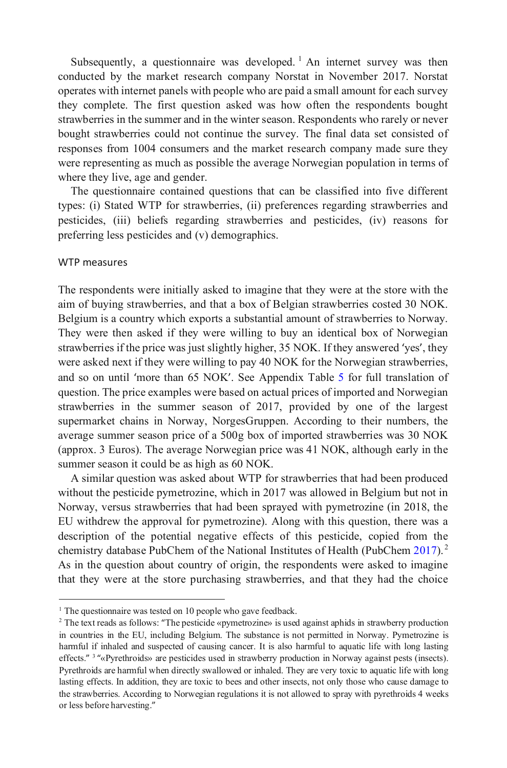Subsequently, a questionnaire was developed. [1] An internet survey was then conducted by the market research company Norstat in November 2017. Norstat operates with internet panels with people who are paid a small amount for each survey they complete. The first question asked was how often the respondents bought strawberries in the summer and in the winter season. Respondents who rarely or never bought strawberries could not continue the survey. The final data set consisted of responses from 1004 consumers and the market research company made sure they were representing as much as possible the average Norwegian population in terms of where they live, age and gender.

The questionnaire contained questions that can be classified into five different types: (i) Stated WTP for strawberries, (ii) preferences regarding strawberries and pesticides, (iii) beliefs regarding strawberries and pesticides, (iv) reasons for preferring less pesticides and (v) demographics.

### WTP measures

The respondents were initially asked to imagine that they were at the store with the aim of buying strawberries, and that a box of Belgian strawberries costed 30 NOK. Belgium is a country which exports a substantial amount of strawberries to Norway. They were then asked if they were willing to buy an identical box of Norwegian strawberries if the price was just slightly higher, 35 NOK. If they answered 'yes', they were asked next if they were willing to pay 40 NOK for the Norwegian strawberries, and so on until 'more than 65 NOK'. See Appendix Table 5 for full translation of question. The price examples were based on actual prices of imported and Norwegian strawberries in the summer season of 2017, provided by one of the largest supermarket chains in Norway, NorgesGruppen. According to their numbers, the average summer season price of a 500g box of imported strawberries was 30 NOK (approx. 3 Euros). The average Norwegian price was 41 NOK, although early in the summer season it could be as high as 60 NOK.

A similar question was asked about WTP for strawberries that had been produced without the pesticide pymetrozine, which in 2017 was allowed in Belgium but not in Norway, versus strawberries that had been sprayed with pymetrozine (in 2018, the EU withdrew the approval for pymetrozine). Along with this question, there was a description of the potential negative effects of this pesticide, copied from the chemistry database PubChem of the National Institutes of Health (PubChem 2017). [2] As in the question about country of origin, the respondents were asked to imagine that they were at the store purchasing strawberries, and that they had the choice

---

[1] The questionnaire was tested on 10 people who gave feedback.

[2] The text reads as follows: "The pesticide «pymetrozine» is used against aphids in strawberry production in countries in the EU, including Belgium. The substance is not permitted in Norway. Pymetrozine is harmful if inhaled and suspected of causing cancer. It is also harmful to aquatic life with long lasting effects." [3] "«Pyrethroids» are pesticides used in strawberry production in Norway against pests (insects). Pyrethroids are harmful when directly swallowed or inhaled. They are very toxic to aquatic life with long lasting effects. In addition, they are toxic to bees and other insects, not only those who cause damage to the strawberries. According to Norwegian regulations it is not allowed to spray with pyrethroids 4 weeks or less before harvesting."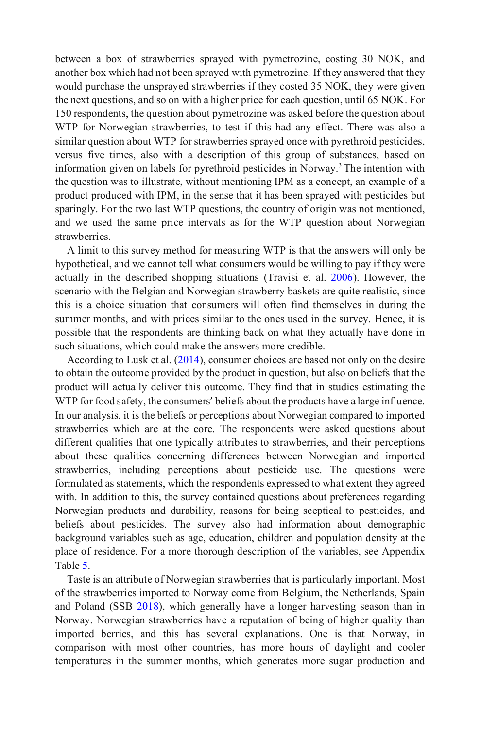between a box of strawberries sprayed with pymetrozine, costing 30 NOK, and another box which had not been sprayed with pymetrozine. If they answered that they would purchase the unsprayed strawberries if they costed 35 NOK, they were given the next questions, and so on with a higher price for each question, until 65 NOK. For 150 respondents, the question about pymetrozine was asked before the question about WTP for Norwegian strawberries, to test if this had any effect. There was also a similar question about WTP for strawberries sprayed once with pyrethroid pesticides, versus five times, also with a description of this group of substances, based on information given on labels for pyrethroid pesticides in Norway.[3] The intention with the question was to illustrate, without mentioning IPM as a concept, an example of a product produced with IPM, in the sense that it has been sprayed with pesticides but sparingly. For the two last WTP questions, the country of origin was not mentioned, and we used the same price intervals as for the WTP question about Norwegian strawberries.

A limit to this survey method for measuring WTP is that the answers will only be hypothetical, and we cannot tell what consumers would be willing to pay if they were actually in the described shopping situations (Travisi et al. 2006). However, the scenario with the Belgian and Norwegian strawberry baskets are quite realistic, since this is a choice situation that consumers will often find themselves in during the summer months, and with prices similar to the ones used in the survey. Hence, it is possible that the respondents are thinking back on what they actually have done in such situations, which could make the answers more credible.

According to Lusk et al. (2014), consumer choices are based not only on the desire to obtain the outcome provided by the product in question, but also on beliefs that the product will actually deliver this outcome. They find that in studies estimating the WTP for food safety, the consumers′ beliefs about the products have a large influence. In our analysis, it is the beliefs or perceptions about Norwegian compared to imported strawberries which are at the core. The respondents were asked questions about different qualities that one typically attributes to strawberries, and their perceptions about these qualities concerning differences between Norwegian and imported strawberries, including perceptions about pesticide use. The questions were formulated as statements, which the respondents expressed to what extent they agreed with. In addition to this, the survey contained questions about preferences regarding Norwegian products and durability, reasons for being sceptical to pesticides, and beliefs about pesticides. The survey also had information about demographic background variables such as age, education, children and population density at the place of residence. For a more thorough description of the variables, see Appendix Table 5.

Taste is an attribute of Norwegian strawberries that is particularly important. Most of the strawberries imported to Norway come from Belgium, the Netherlands, Spain and Poland (SSB 2018), which generally have a longer harvesting season than in Norway. Norwegian strawberries have a reputation of being of higher quality than imported berries, and this has several explanations. One is that Norway, in comparison with most other countries, has more hours of daylight and cooler temperatures in the summer months, which generates more sugar production and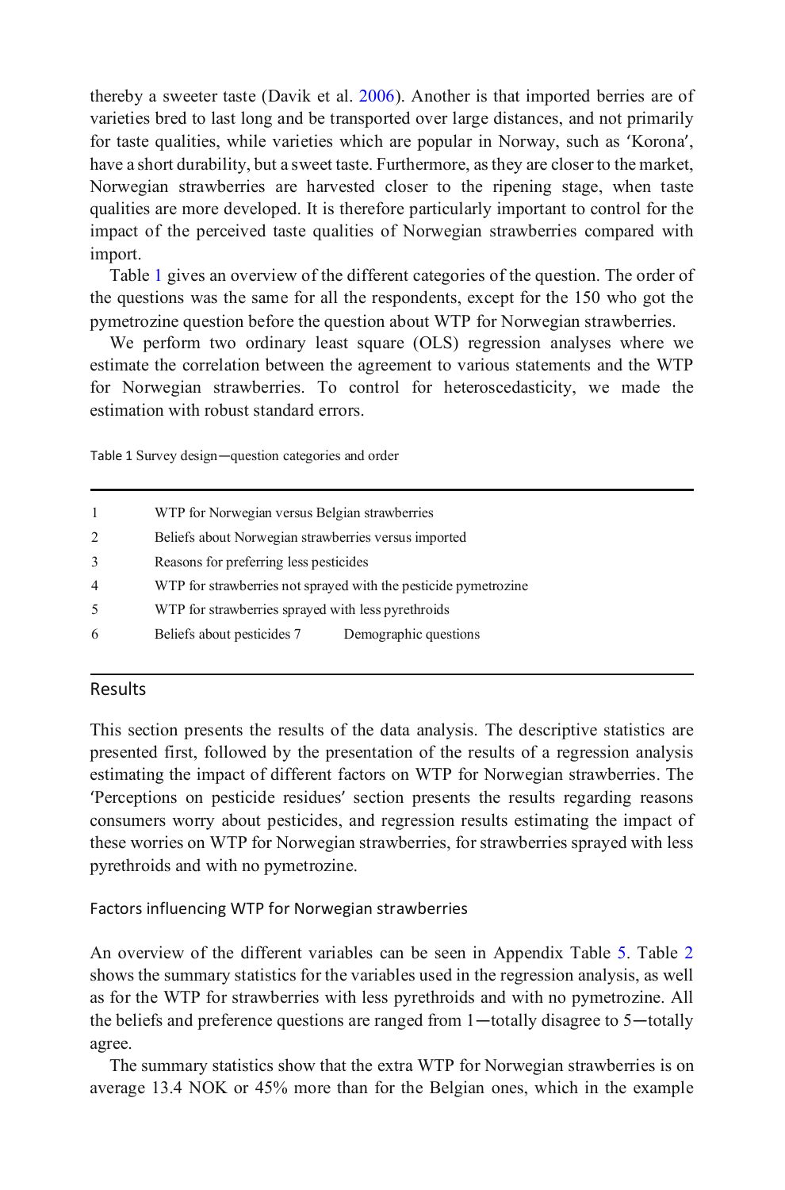thereby a sweeter taste (Davik et al. 2006). Another is that imported berries are of varieties bred to last long and be transported over large distances, and not primarily for taste qualities, while varieties which are popular in Norway, such as 'Korona', have a short durability, but a sweet taste. Furthermore, as they are closer to the market, Norwegian strawberries are harvested closer to the ripening stage, when taste qualities are more developed. It is therefore particularly important to control for the impact of the perceived taste qualities of Norwegian strawberries compared with import.

Table 1 gives an overview of the different categories of the question. The order of the questions was the same for all the respondents, except for the 150 who got the pymetrozine question before the question about WTP for Norwegian strawberries.

We perform two ordinary least square (OLS) regression analyses where we estimate the correlation between the agreement to various statements and the WTP for Norwegian strawberries. To control for heteroscedasticity, we made the estimation with robust standard errors.

Table 1 Survey design—question categories and order

| | |
|---|---|
| 1 | WTP for Norwegian versus Belgian strawberries |
| 2 | Beliefs about Norwegian strawberries versus imported |
| 3 | Reasons for preferring less pesticides |
| 4 | WTP for strawberries not sprayed with the pesticide pymetrozine |
| 5 | WTP for strawberries sprayed with less pyrethroids |
| 6 | Beliefs about pesticides |
| 7 | Demographic questions |

## Results

This section presents the results of the data analysis. The descriptive statistics are presented first, followed by the presentation of the results of a regression analysis estimating the impact of different factors on WTP for Norwegian strawberries. The 'Perceptions on pesticide residues' section presents the results regarding reasons consumers worry about pesticides, and regression results estimating the impact of these worries on WTP for Norwegian strawberries, for strawberries sprayed with less pyrethroids and with no pymetrozine.

### Factors influencing WTP for Norwegian strawberries

An overview of the different variables can be seen in Appendix Table 5. Table 2 shows the summary statistics for the variables used in the regression analysis, as well as for the WTP for strawberries with less pyrethroids and with no pymetrozine. All the beliefs and preference questions are ranged from 1—totally disagree to 5—totally agree.

The summary statistics show that the extra WTP for Norwegian strawberries is on average 13.4 NOK or 45% more than for the Belgian ones, which in the example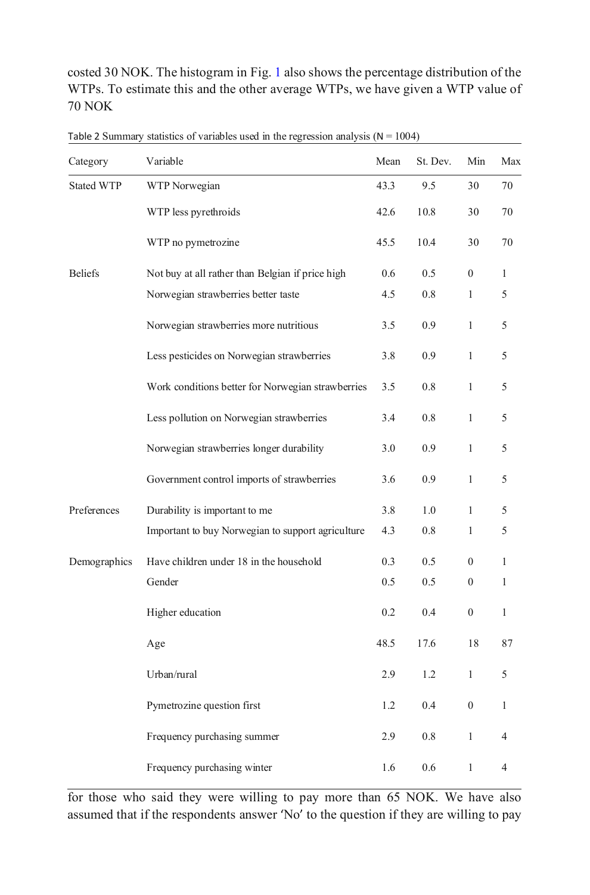costed 30 NOK. The histogram in Fig. 1 also shows the percentage distribution of the WTPs. To estimate this and the other average WTPs, we have given a WTP value of 70 NOK

Table 2 Summary statistics of variables used in the regression analysis (N = 1004)

| Category | Variable | Mean | St. Dev. | Min | Max |
|---|---|---|---|---|---|
| Stated WTP | WTP Norwegian | 43.3 | 9.5 | 30 | 70 |
| | WTP less pyrethroids | 42.6 | 10.8 | 30 | 70 |
| | WTP no pymetrozine | 45.5 | 10.4 | 30 | 70 |
| Beliefs | Not buy at all rather than Belgian if price high | 0.6 | 0.5 | 0 | 1 |
| | Norwegian strawberries better taste | 4.5 | 0.8 | 1 | 5 |
| | Norwegian strawberries more nutritious | 3.5 | 0.9 | 1 | 5 |
| | Less pesticides on Norwegian strawberries | 3.8 | 0.9 | 1 | 5 |
| | Work conditions better for Norwegian strawberries | 3.5 | 0.8 | 1 | 5 |
| | Less pollution on Norwegian strawberries | 3.4 | 0.8 | 1 | 5 |
| | Norwegian strawberries longer durability | 3.0 | 0.9 | 1 | 5 |
| | Government control imports of strawberries | 3.6 | 0.9 | 1 | 5 |
| Preferences | Durability is important to me | 3.8 | 1.0 | 1 | 5 |
| | Important to buy Norwegian to support agriculture | 4.3 | 0.8 | 1 | 5 |
| Demographics | Have children under 18 in the household | 0.3 | 0.5 | 0 | 1 |
| | Gender | 0.5 | 0.5 | 0 | 1 |
| | Higher education | 0.2 | 0.4 | 0 | 1 |
| | Age | 48.5 | 17.6 | 18 | 87 |
| | Urban/rural | 2.9 | 1.2 | 1 | 5 |
| | Pymetrozine question first | 1.2 | 0.4 | 0 | 1 |
| | Frequency purchasing summer | 2.9 | 0.8 | 1 | 4 |
| | Frequency purchasing winter | 1.6 | 0.6 | 1 | 4 |

for those who said they were willing to pay more than 65 NOK. We have also assumed that if the respondents answer 'No' to the question if they are willing to pay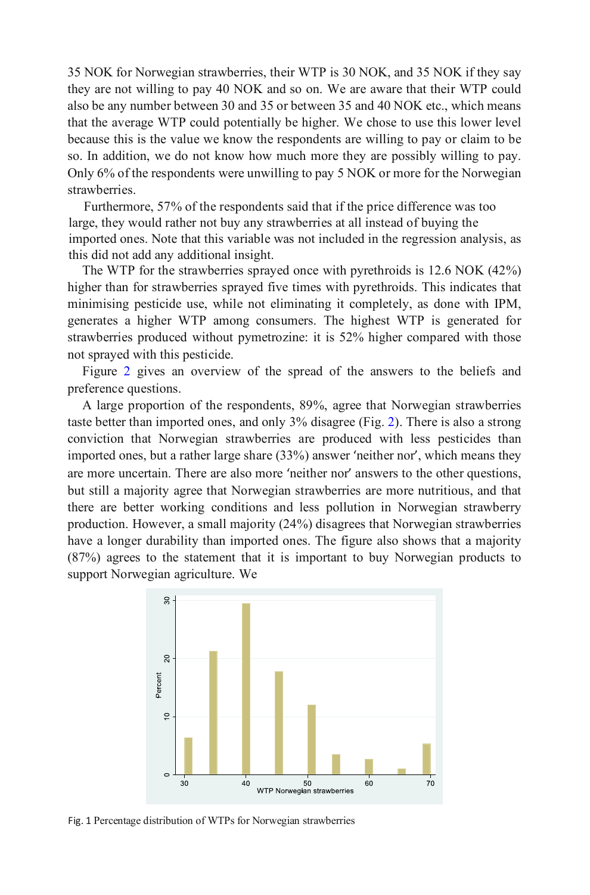35 NOK for Norwegian strawberries, their WTP is 30 NOK, and 35 NOK if they say they are not willing to pay 40 NOK and so on. We are aware that their WTP could also be any number between 30 and 35 or between 35 and 40 NOK etc., which means that the average WTP could potentially be higher. We chose to use this lower level because this is the value we know the respondents are willing to pay or claim to be so. In addition, we do not know how much more they are possibly willing to pay. Only 6% of the respondents were unwilling to pay 5 NOK or more for the Norwegian strawberries.

Furthermore, 57% of the respondents said that if the price difference was too large, they would rather not buy any strawberries at all instead of buying the imported ones. Note that this variable was not included in the regression analysis, as this did not add any additional insight.

The WTP for the strawberries sprayed once with pyrethroids is 12.6 NOK (42%) higher than for strawberries sprayed five times with pyrethroids. This indicates that minimising pesticide use, while not eliminating it completely, as done with IPM, generates a higher WTP among consumers. The highest WTP is generated for strawberries produced without pymetrozine: it is 52% higher compared with those not sprayed with this pesticide.

Figure 2 gives an overview of the spread of the answers to the beliefs and preference questions.

A large proportion of the respondents, 89%, agree that Norwegian strawberries taste better than imported ones, and only 3% disagree (Fig. 2). There is also a strong conviction that Norwegian strawberries are produced with less pesticides than imported ones, but a rather large share (33%) answer 'neither nor', which means they are more uncertain. There are also more 'neither nor' answers to the other questions, but still a majority agree that Norwegian strawberries are more nutritious, and that there are better working conditions and less pollution in Norwegian strawberry production. However, a small majority (24%) disagrees that Norwegian strawberries have a longer durability than imported ones. The figure also shows that a majority (87%) agrees to the statement that it is important to buy Norwegian products to support Norwegian agriculture. We

Fig. 1 Percentage distribution of WTPs for Norwegian strawberries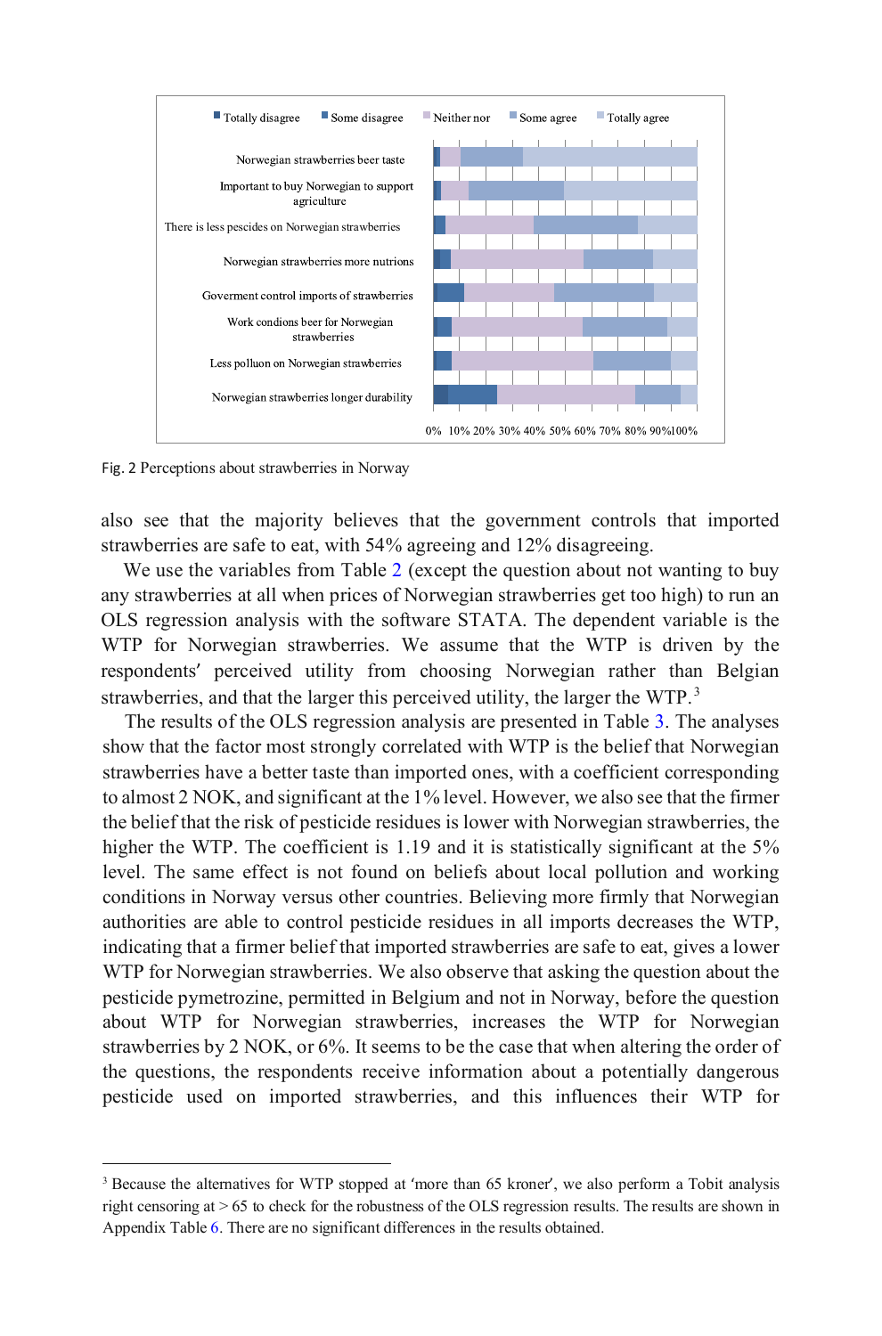Fig. 2 Perceptions about strawberries in Norway

also see that the majority believes that the government controls that imported strawberries are safe to eat, with 54% agreeing and 12% disagreeing.

We use the variables from Table 2 (except the question about not wanting to buy any strawberries at all when prices of Norwegian strawberries get too high) to run an OLS regression analysis with the software STATA. The dependent variable is the WTP for Norwegian strawberries. We assume that the WTP is driven by the respondents' perceived utility from choosing Norwegian rather than Belgian strawberries, and that the larger this perceived utility, the larger the WTP.[3]

The results of the OLS regression analysis are presented in Table 3. The analyses show that the factor most strongly correlated with WTP is the belief that Norwegian strawberries have a better taste than imported ones, with a coefficient corresponding to almost 2 NOK, and significant at the 1% level. However, we also see that the firmer the belief that the risk of pesticide residues is lower with Norwegian strawberries, the higher the WTP. The coefficient is 1.19 and it is statistically significant at the 5% level. The same effect is not found on beliefs about local pollution and working conditions in Norway versus other countries. Believing more firmly that Norwegian authorities are able to control pesticide residues in all imports decreases the WTP, indicating that a firmer belief that imported strawberries are safe to eat, gives a lower WTP for Norwegian strawberries. We also observe that asking the question about the pesticide pymetrozine, permitted in Belgium and not in Norway, before the question about WTP for Norwegian strawberries, increases the WTP for Norwegian strawberries by 2 NOK, or 6%. It seems to be the case that when altering the order of the questions, the respondents receive information about a potentially dangerous pesticide used on imported strawberries, and this influences their WTP for

[3] Because the alternatives for WTP stopped at 'more than 65 kroner', we also perform a Tobit analysis right censoring at > 65 to check for the robustness of the OLS regression results. The results are shown in Appendix Table 6. There are no significant differences in the results obtained.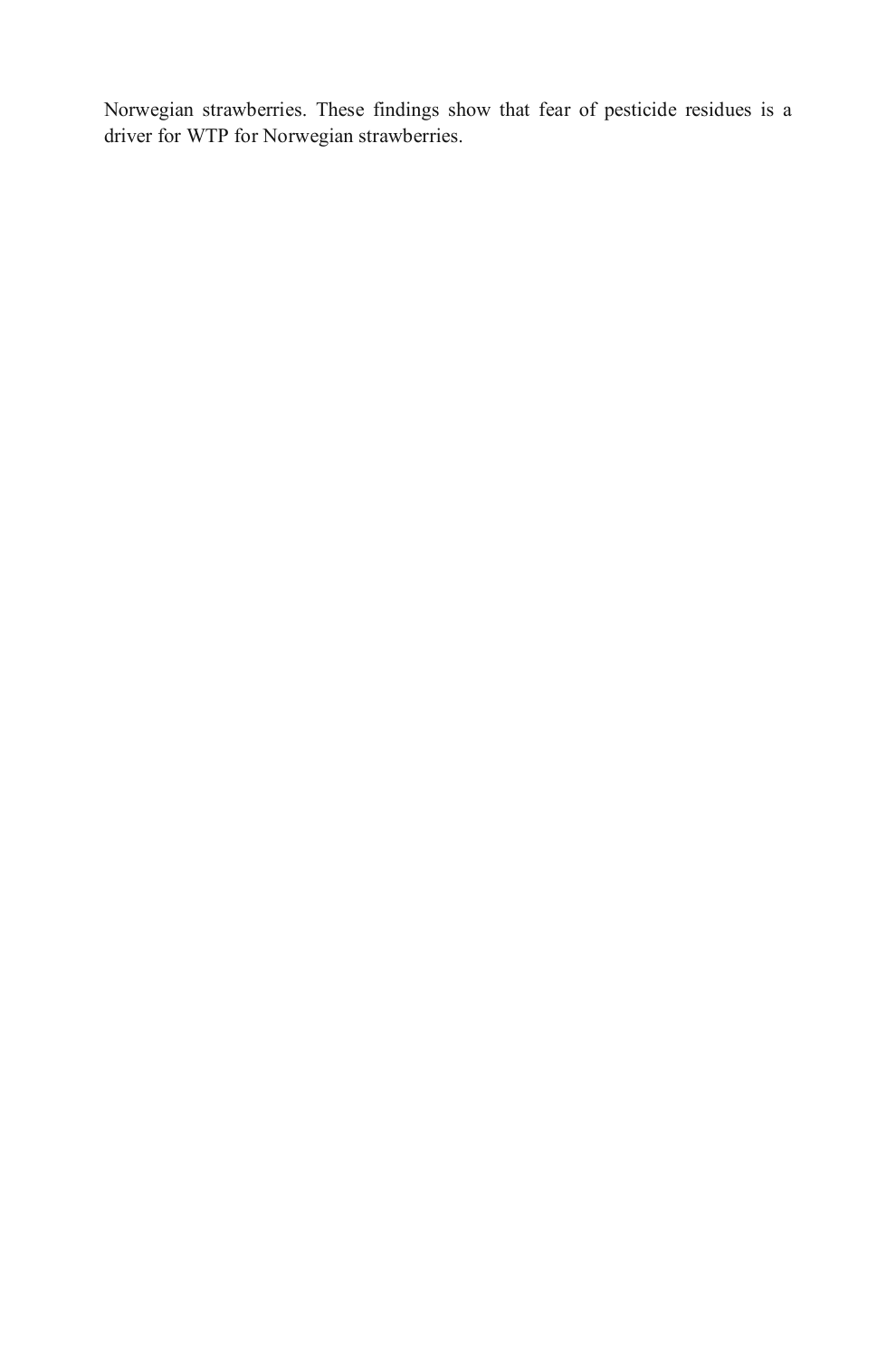Norwegian strawberries. These findings show that fear of pesticide residues is a driver for WTP for Norwegian strawberries.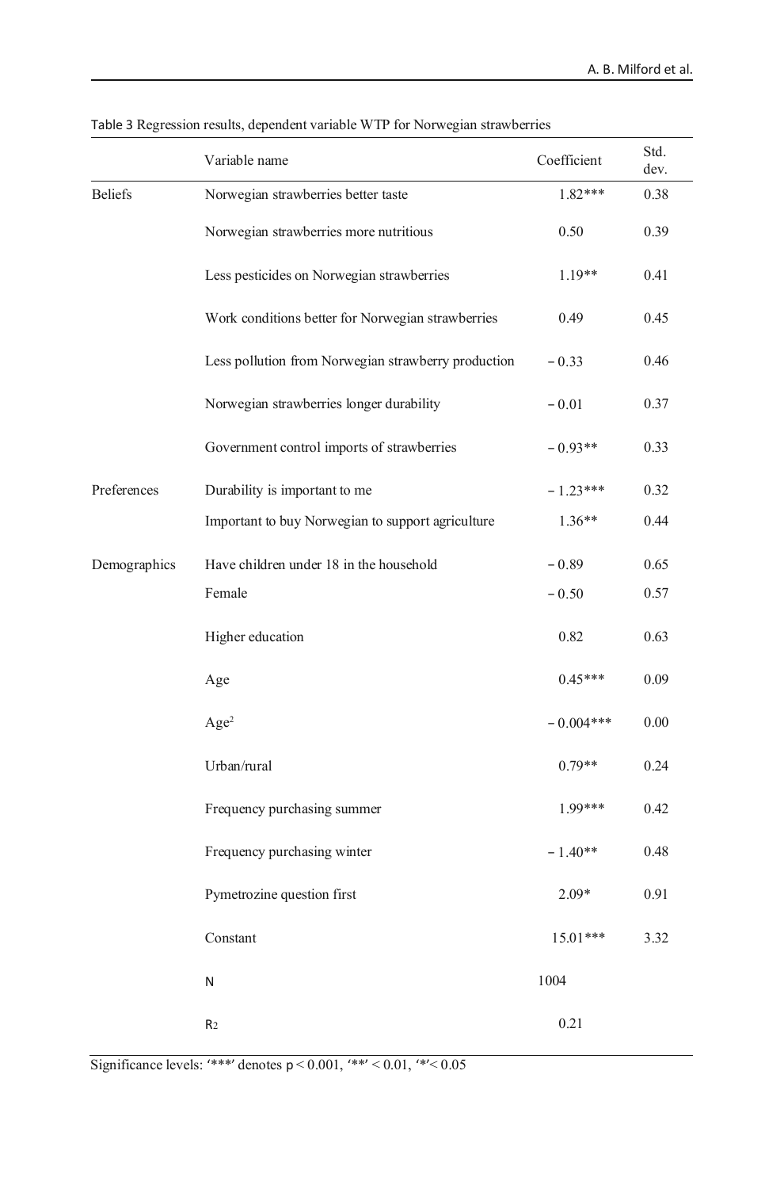Table 3 Regression results, dependent variable WTP for Norwegian strawberries

| | Variable name | Coefficient | Std. dev. |
|---|---|---|---|
| Beliefs | Norwegian strawberries better taste | 1.82*** | 0.38 |
| | Norwegian strawberries more nutritious | 0.50 | 0.39 |
| | Less pesticides on Norwegian strawberries | 1.19** | 0.41 |
| | Work conditions better for Norwegian strawberries | 0.49 | 0.45 |
| | Less pollution from Norwegian strawberry production | − 0.33 | 0.46 |
| | Norwegian strawberries longer durability | − 0.01 | 0.37 |
| | Government control imports of strawberries | − 0.93** | 0.33 |
| Preferences | Durability is important to me | − 1.23*** | 0.32 |
| | Important to buy Norwegian to support agriculture | 1.36** | 0.44 |
| Demographics | Have children under 18 in the household | − 0.89 | 0.65 |
| | Female | − 0.50 | 0.57 |
| | Higher education | 0.82 | 0.63 |
| | Age | 0.45*** | 0.09 |
| | $Age^2$ | − 0.004*** | 0.00 |
| | Urban/rural | 0.79** | 0.24 |
| | Frequency purchasing summer | 1.99*** | 0.42 |
| | Frequency purchasing winter | − 1.40** | 0.48 |
| | Pymetrozine question first | 2.09* | 0.91 |
| | Constant | 15.01*** | 3.32 |
| | N | 1004 | |
| | $R_2$ | 0.21 | |

Significance levels: '***' denotes $p < 0.001$, '**' $< 0.01$, '*' $< 0.05$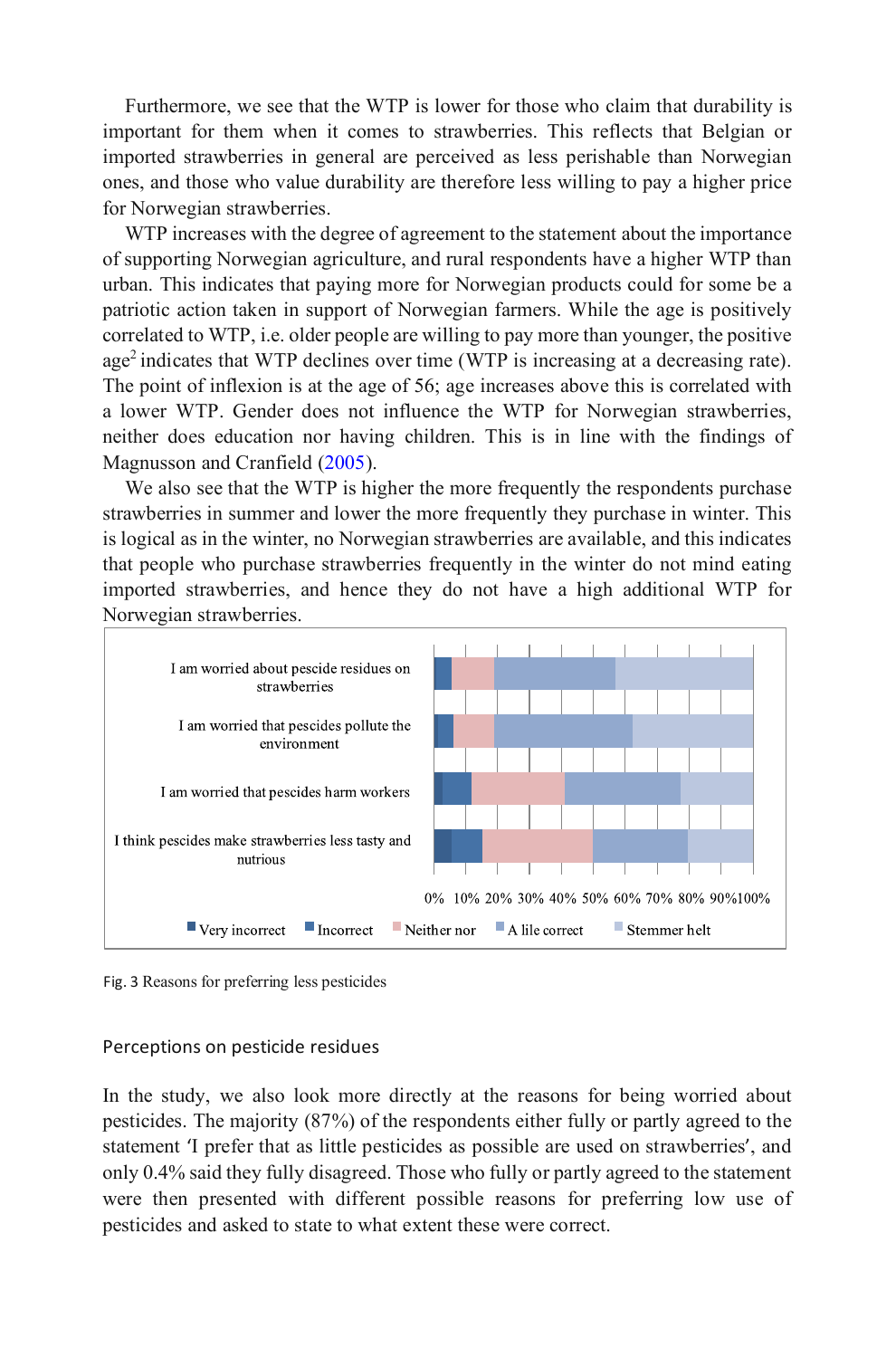Furthermore, we see that the WTP is lower for those who claim that durability is important for them when it comes to strawberries. This reflects that Belgian or imported strawberries in general are perceived as less perishable than Norwegian ones, and those who value durability are therefore less willing to pay a higher price for Norwegian strawberries.

WTP increases with the degree of agreement to the statement about the importance of supporting Norwegian agriculture, and rural respondents have a higher WTP than urban. This indicates that paying more for Norwegian products could for some be a patriotic action taken in support of Norwegian farmers. While the age is positively correlated to WTP, i.e. older people are willing to pay more than younger, the positive age$^2$ indicates that WTP declines over time (WTP is increasing at a decreasing rate). The point of inflexion is at the age of 56; age increases above this is correlated with a lower WTP. Gender does not influence the WTP for Norwegian strawberries, neither does education nor having children. This is in line with the findings of Magnusson and Cranfield (2005).

We also see that the WTP is higher the more frequently the respondents purchase strawberries in summer and lower the more frequently they purchase in winter. This is logical as in the winter, no Norwegian strawberries are available, and this indicates that people who purchase strawberries frequently in the winter do not mind eating imported strawberries, and hence they do not have a high additional WTP for Norwegian strawberries.

I am worried about pescide residues on strawberries

I am worried that pescides pollute the environment

I am worried that pescides harm workers

I think pescides make strawberries less tasty and nutrious

0% 10% 20% 30% 40% 50% 60% 70% 80% 90% 100%

Very incorrect   Incorrect   Neither nor   A lile correct   Stemmer helt

Fig. 3 Reasons for preferring less pesticides

## Perceptions on pesticide residues

In the study, we also look more directly at the reasons for being worried about pesticides. The majority (87%) of the respondents either fully or partly agreed to the statement 'I prefer that as little pesticides as possible are used on strawberries', and only 0.4% said they fully disagreed. Those who fully or partly agreed to the statement were then presented with different possible reasons for preferring low use of pesticides and asked to state to what extent these were correct.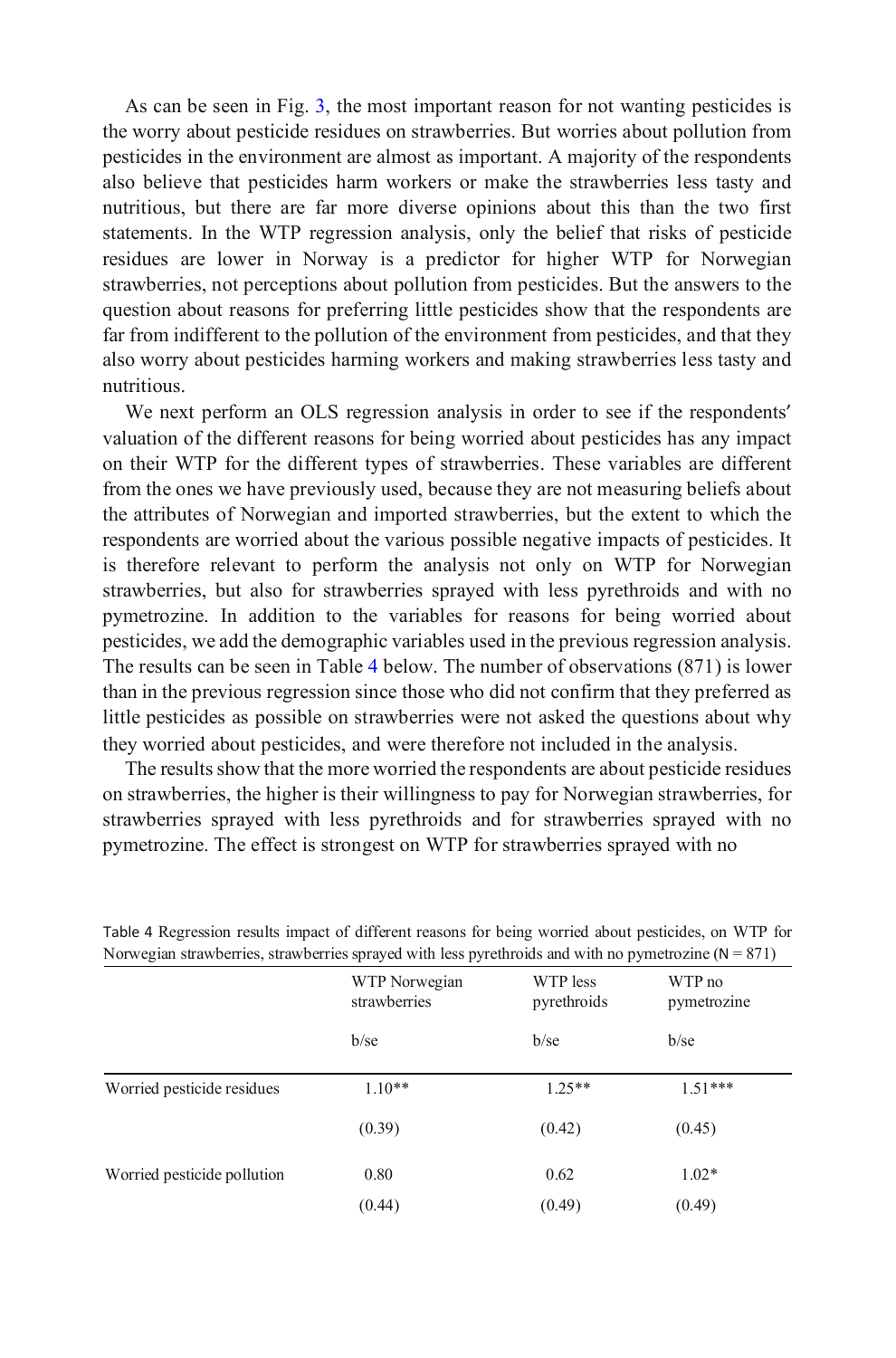As can be seen in Fig. 3, the most important reason for not wanting pesticides is the worry about pesticide residues on strawberries. But worries about pollution from pesticides in the environment are almost as important. A majority of the respondents also believe that pesticides harm workers or make the strawberries less tasty and nutritious, but there are far more diverse opinions about this than the two first statements. In the WTP regression analysis, only the belief that risks of pesticide residues are lower in Norway is a predictor for higher WTP for Norwegian strawberries, not perceptions about pollution from pesticides. But the answers to the question about reasons for preferring little pesticides show that the respondents are far from indifferent to the pollution of the environment from pesticides, and that they also worry about pesticides harming workers and making strawberries less tasty and nutritious.

We next perform an OLS regression analysis in order to see if the respondents′ valuation of the different reasons for being worried about pesticides has any impact on their WTP for the different types of strawberries. These variables are different from the ones we have previously used, because they are not measuring beliefs about the attributes of Norwegian and imported strawberries, but the extent to which the respondents are worried about the various possible negative impacts of pesticides. It is therefore relevant to perform the analysis not only on WTP for Norwegian strawberries, but also for strawberries sprayed with less pyrethroids and with no pymetrozine. In addition to the variables for reasons for being worried about pesticides, we add the demographic variables used in the previous regression analysis. The results can be seen in Table 4 below. The number of observations (871) is lower than in the previous regression since those who did not confirm that they preferred as little pesticides as possible on strawberries were not asked the questions about why they worried about pesticides, and were therefore not included in the analysis.

The results show that the more worried the respondents are about pesticide residues on strawberries, the higher is their willingness to pay for Norwegian strawberries, for strawberries sprayed with less pyrethroids and for strawberries sprayed with no pymetrozine. The effect is strongest on WTP for strawberries sprayed with no

Table 4 Regression results impact of different reasons for being worried about pesticides, on WTP for Norwegian strawberries, strawberries sprayed with less pyrethroids and with no pymetrozine (N = 871)

| | WTP Norwegian strawberries | WTP less pyrethroids | WTP no pymetrozine |
|---|---|---|---|
| | b/se | b/se | b/se |
| Worried pesticide residues | 1.10** | 1.25** | 1.51*** |
| | (0.39) | (0.42) | (0.45) |
| Worried pesticide pollution | 0.80 | 0.62 | 1.02* |
| | (0.44) | (0.49) | (0.49) |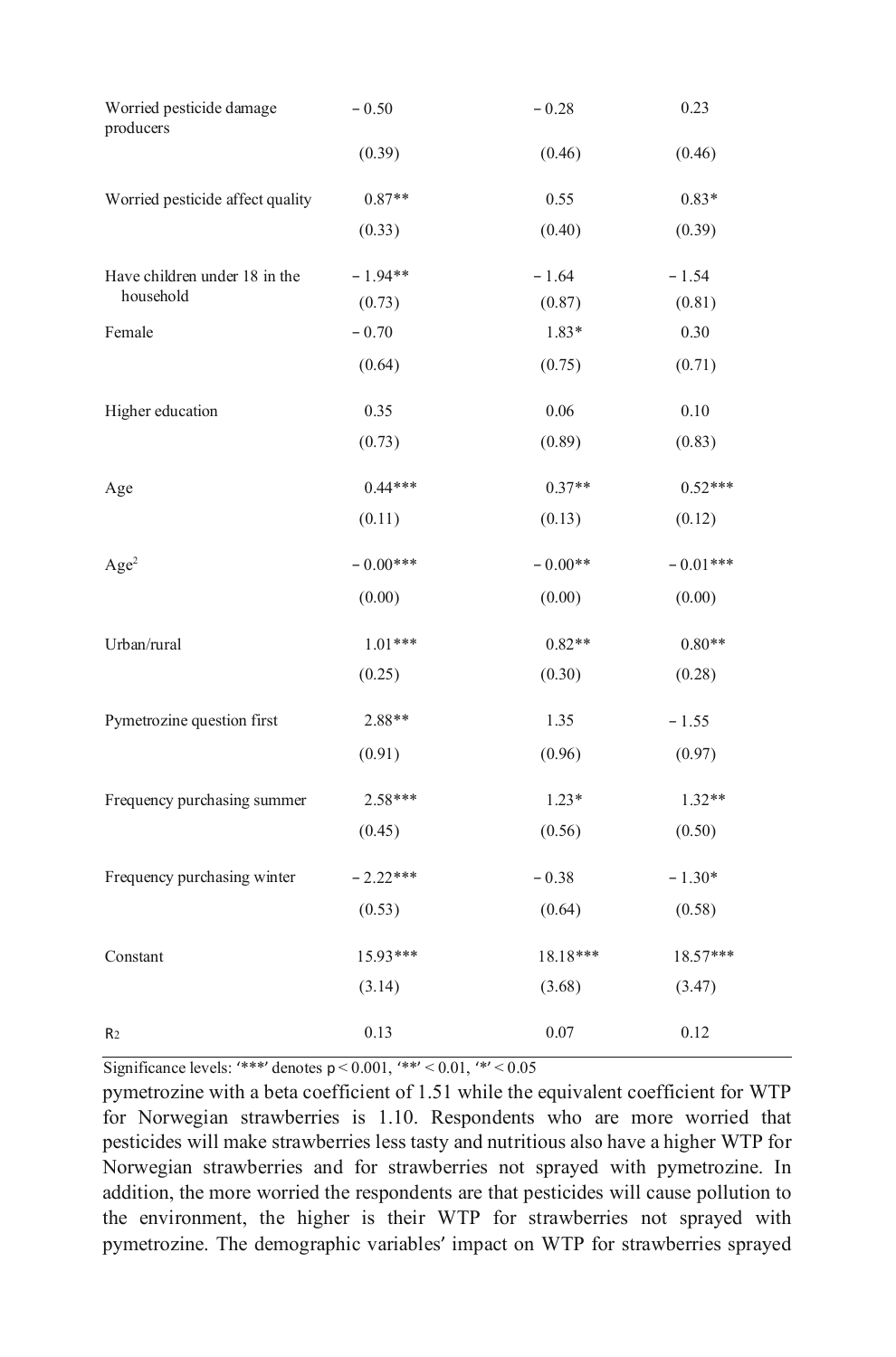|  |  |  |  |
|---|---|---|---|
| Worried pesticide damage producers | − 0.50 | − 0.28 | 0.23 |
|  | (0.39) | (0.46) | (0.46) |
| Worried pesticide affect quality | 0.87** | 0.55 | 0.83* |
|  | (0.33) | (0.40) | (0.39) |
| Have children under 18 in the household | − 1.94** | − 1.64 | − 1.54 |
|  | (0.73) | (0.87) | (0.81) |
| Female | − 0.70 | 1.83* | 0.30 |
|  | (0.64) | (0.75) | (0.71) |
| Higher education | 0.35 | 0.06 | 0.10 |
|  | (0.73) | (0.89) | (0.83) |
| Age | 0.44*** | 0.37** | 0.52*** |
|  | (0.11) | (0.13) | (0.12) |
| $Age^2$ | − 0.00*** | − 0.00** | − 0.01*** |
|  | (0.00) | (0.00) | (0.00) |
| Urban/rural | 1.01*** | 0.82** | 0.80** |
|  | (0.25) | (0.30) | (0.28) |
| Pymetrozine question first | 2.88** | 1.35 | − 1.55 |
|  | (0.91) | (0.96) | (0.97) |
| Frequency purchasing summer | 2.58*** | 1.23* | 1.32** |
|  | (0.45) | (0.56) | (0.50) |
| Frequency purchasing winter | − 2.22*** | − 0.38 | − 1.30* |
|  | (0.53) | (0.64) | (0.58) |
| Constant | 15.93*** | 18.18*** | 18.57*** |
|  | (3.14) | (3.68) | (3.47) |
| $R^2$ | 0.13 | 0.07 | 0.12 |

Significance levels: '***' denotes $p < 0.001$, '**' < 0.01, '*' < 0.05

pymetrozine with a beta coefficient of 1.51 while the equivalent coefficient for WTP for Norwegian strawberries is 1.10. Respondents who are more worried that pesticides will make strawberries less tasty and nutritious also have a higher WTP for Norwegian strawberries and for strawberries not sprayed with pymetrozine. In addition, the more worried the respondents are that pesticides will cause pollution to the environment, the higher is their WTP for strawberries not sprayed with pymetrozine. The demographic variables' impact on WTP for strawberries sprayed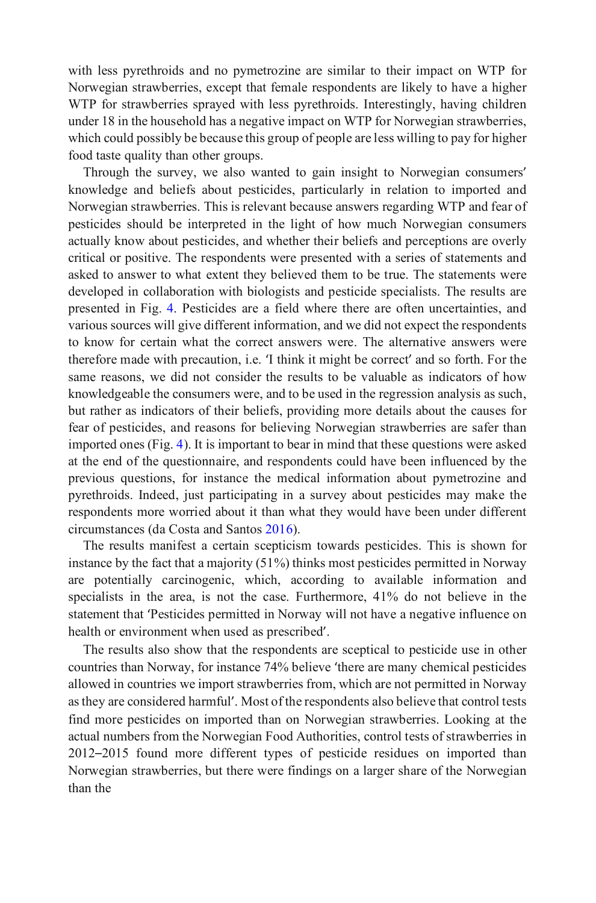with less pyrethroids and no pymetrozine are similar to their impact on WTP for Norwegian strawberries, except that female respondents are likely to have a higher WTP for strawberries sprayed with less pyrethroids. Interestingly, having children under 18 in the household has a negative impact on WTP for Norwegian strawberries, which could possibly be because this group of people are less willing to pay for higher food taste quality than other groups.

Through the survey, we also wanted to gain insight to Norwegian consumers′ knowledge and beliefs about pesticides, particularly in relation to imported and Norwegian strawberries. This is relevant because answers regarding WTP and fear of pesticides should be interpreted in the light of how much Norwegian consumers actually know about pesticides, and whether their beliefs and perceptions are overly critical or positive. The respondents were presented with a series of statements and asked to answer to what extent they believed them to be true. The statements were developed in collaboration with biologists and pesticide specialists. The results are presented in Fig. 4. Pesticides are a field where there are often uncertainties, and various sources will give different information, and we did not expect the respondents to know for certain what the correct answers were. The alternative answers were therefore made with precaution, i.e. 'I think it might be correct′ and so forth. For the same reasons, we did not consider the results to be valuable as indicators of how knowledgeable the consumers were, and to be used in the regression analysis as such, but rather as indicators of their beliefs, providing more details about the causes for fear of pesticides, and reasons for believing Norwegian strawberries are safer than imported ones (Fig. 4). It is important to bear in mind that these questions were asked at the end of the questionnaire, and respondents could have been influenced by the previous questions, for instance the medical information about pymetrozine and pyrethroids. Indeed, just participating in a survey about pesticides may make the respondents more worried about it than what they would have been under different circumstances (da Costa and Santos 2016).

The results manifest a certain scepticism towards pesticides. This is shown for instance by the fact that a majority (51%) thinks most pesticides permitted in Norway are potentially carcinogenic, which, according to available information and specialists in the area, is not the case. Furthermore, 41% do not believe in the statement that 'Pesticides permitted in Norway will not have a negative influence on health or environment when used as prescribed′.

The results also show that the respondents are sceptical to pesticide use in other countries than Norway, for instance 74% believe 'there are many chemical pesticides allowed in countries we import strawberries from, which are not permitted in Norway as they are considered harmful′. Most of the respondents also believe that control tests find more pesticides on imported than on Norwegian strawberries. Looking at the actual numbers from the Norwegian Food Authorities, control tests of strawberries in 2012–2015 found more different types of pesticide residues on imported than Norwegian strawberries, but there were findings on a larger share of the Norwegian than the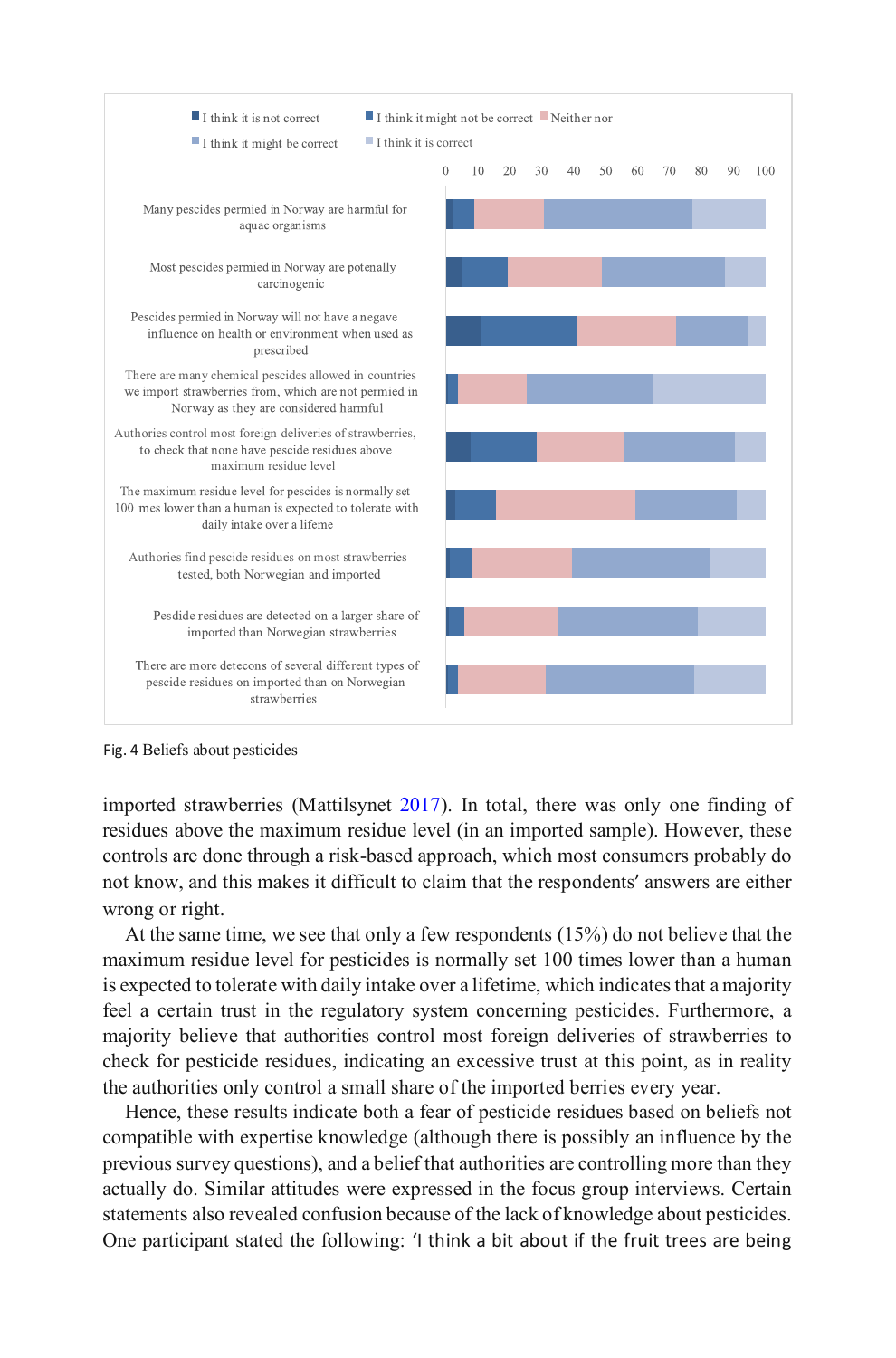Fig. 4 Beliefs about pesticides

imported strawberries (Mattilsynet 2017). In total, there was only one finding of residues above the maximum residue level (in an imported sample). However, these controls are done through a risk-based approach, which most consumers probably do not know, and this makes it difficult to claim that the respondents' answers are either wrong or right.

At the same time, we see that only a few respondents (15%) do not believe that the maximum residue level for pesticides is normally set 100 times lower than a human is expected to tolerate with daily intake over a lifetime, which indicates that a majority feel a certain trust in the regulatory system concerning pesticides. Furthermore, a majority believe that authorities control most foreign deliveries of strawberries to check for pesticide residues, indicating an excessive trust at this point, as in reality the authorities only control a small share of the imported berries every year.

Hence, these results indicate both a fear of pesticide residues based on beliefs not compatible with expertise knowledge (although there is possibly an influence by the previous survey questions), and a belief that authorities are controlling more than they actually do. Similar attitudes were expressed in the focus group interviews. Certain statements also revealed confusion because of the lack of knowledge about pesticides. One participant stated the following: 'I think a bit about if the fruit trees are being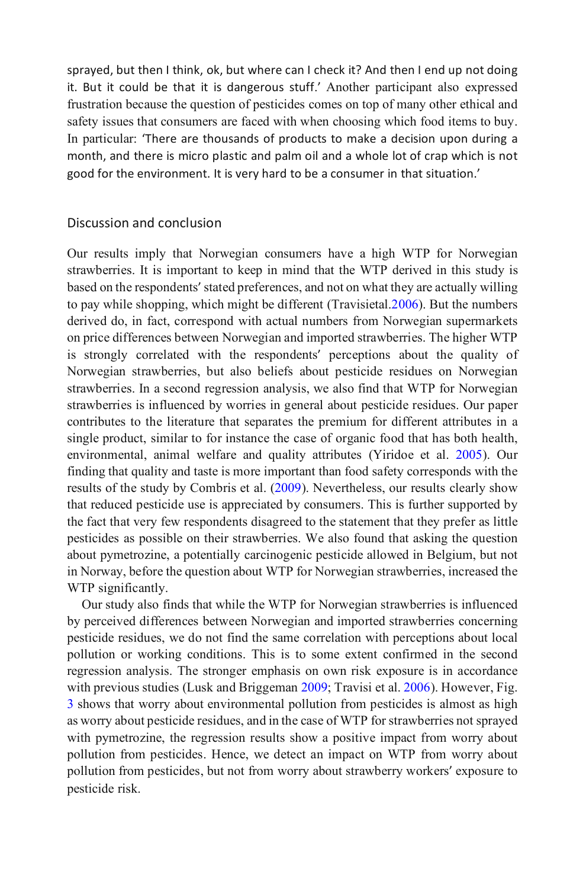sprayed, but then I think, ok, but where can I check it? And then I end up not doing it. But it could be that it is dangerous stuff.' Another participant also expressed frustration because the question of pesticides comes on top of many other ethical and safety issues that consumers are faced with when choosing which food items to buy. In particular: 'There are thousands of products to make a decision upon during a month, and there is micro plastic and palm oil and a whole lot of crap which is not good for the environment. It is very hard to be a consumer in that situation.'

## Discussion and conclusion

Our results imply that Norwegian consumers have a high WTP for Norwegian strawberries. It is important to keep in mind that the WTP derived in this study is based on the respondents' stated preferences, and not on what they are actually willing to pay while shopping, which might be different (Travisietal.2006). But the numbers derived do, in fact, correspond with actual numbers from Norwegian supermarkets on price differences between Norwegian and imported strawberries. The higher WTP is strongly correlated with the respondents' perceptions about the quality of Norwegian strawberries, but also beliefs about pesticide residues on Norwegian strawberries. In a second regression analysis, we also find that WTP for Norwegian strawberries is influenced by worries in general about pesticide residues. Our paper contributes to the literature that separates the premium for different attributes in a single product, similar to for instance the case of organic food that has both health, environmental, animal welfare and quality attributes (Yiridoe et al. 2005). Our finding that quality and taste is more important than food safety corresponds with the results of the study by Combris et al. (2009). Nevertheless, our results clearly show that reduced pesticide use is appreciated by consumers. This is further supported by the fact that very few respondents disagreed to the statement that they prefer as little pesticides as possible on their strawberries. We also found that asking the question about pymetrozine, a potentially carcinogenic pesticide allowed in Belgium, but not in Norway, before the question about WTP for Norwegian strawberries, increased the WTP significantly.

Our study also finds that while the WTP for Norwegian strawberries is influenced by perceived differences between Norwegian and imported strawberries concerning pesticide residues, we do not find the same correlation with perceptions about local pollution or working conditions. This is to some extent confirmed in the second regression analysis. The stronger emphasis on own risk exposure is in accordance with previous studies (Lusk and Briggeman 2009; Travisi et al. 2006). However, Fig. 3 shows that worry about environmental pollution from pesticides is almost as high as worry about pesticide residues, and in the case of WTP for strawberries not sprayed with pymetrozine, the regression results show a positive impact from worry about pollution from pesticides. Hence, we detect an impact on WTP from worry about pollution from pesticides, but not from worry about strawberry workers' exposure to pesticide risk.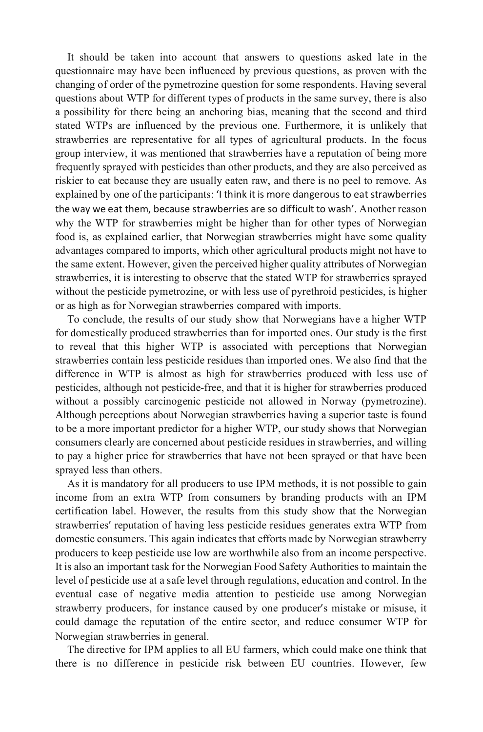It should be taken into account that answers to questions asked late in the questionnaire may have been influenced by previous questions, as proven with the changing of order of the pymetrozine question for some respondents. Having several questions about WTP for different types of products in the same survey, there is also a possibility for there being an anchoring bias, meaning that the second and third stated WTPs are influenced by the previous one. Furthermore, it is unlikely that strawberries are representative for all types of agricultural products. In the focus group interview, it was mentioned that strawberries have a reputation of being more frequently sprayed with pesticides than other products, and they are also perceived as riskier to eat because they are usually eaten raw, and there is no peel to remove. As explained by one of the participants: 'I think it is more dangerous to eat strawberries the way we eat them, because strawberries are so difficult to wash'. Another reason why the WTP for strawberries might be higher than for other types of Norwegian food is, as explained earlier, that Norwegian strawberries might have some quality advantages compared to imports, which other agricultural products might not have to the same extent. However, given the perceived higher quality attributes of Norwegian strawberries, it is interesting to observe that the stated WTP for strawberries sprayed without the pesticide pymetrozine, or with less use of pyrethroid pesticides, is higher or as high as for Norwegian strawberries compared with imports.

To conclude, the results of our study show that Norwegians have a higher WTP for domestically produced strawberries than for imported ones. Our study is the first to reveal that this higher WTP is associated with perceptions that Norwegian strawberries contain less pesticide residues than imported ones. We also find that the difference in WTP is almost as high for strawberries produced with less use of pesticides, although not pesticide-free, and that it is higher for strawberries produced without a possibly carcinogenic pesticide not allowed in Norway (pymetrozine). Although perceptions about Norwegian strawberries having a superior taste is found to be a more important predictor for a higher WTP, our study shows that Norwegian consumers clearly are concerned about pesticide residues in strawberries, and willing to pay a higher price for strawberries that have not been sprayed or that have been sprayed less than others.

As it is mandatory for all producers to use IPM methods, it is not possible to gain income from an extra WTP from consumers by branding products with an IPM certification label. However, the results from this study show that the Norwegian strawberries' reputation of having less pesticide residues generates extra WTP from domestic consumers. This again indicates that efforts made by Norwegian strawberry producers to keep pesticide use low are worthwhile also from an income perspective. It is also an important task for the Norwegian Food Safety Authorities to maintain the level of pesticide use at a safe level through regulations, education and control. In the eventual case of negative media attention to pesticide use among Norwegian strawberry producers, for instance caused by one producer's mistake or misuse, it could damage the reputation of the entire sector, and reduce consumer WTP for Norwegian strawberries in general.

The directive for IPM applies to all EU farmers, which could make one think that there is no difference in pesticide risk between EU countries. However, few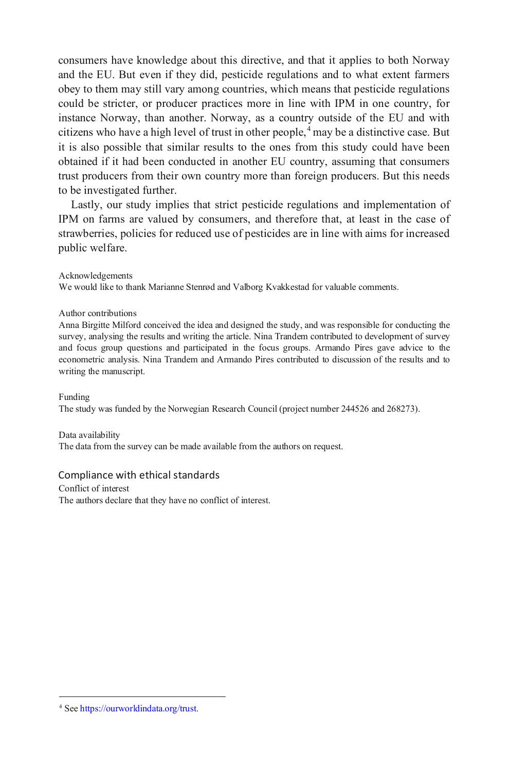consumers have knowledge about this directive, and that it applies to both Norway and the EU. But even if they did, pesticide regulations and to what extent farmers obey to them may still vary among countries, which means that pesticide regulations could be stricter, or producer practices more in line with IPM in one country, for instance Norway, than another. Norway, as a country outside of the EU and with citizens who have a high level of trust in other people,[4] may be a distinctive case. But it is also possible that similar results to the ones from this study could have been obtained if it had been conducted in another EU country, assuming that consumers trust producers from their own country more than foreign producers. But this needs to be investigated further.

Lastly, our study implies that strict pesticide regulations and implementation of IPM on farms are valued by consumers, and therefore that, at least in the case of strawberries, policies for reduced use of pesticides are in line with aims for increased public welfare.

Acknowledgements
We would like to thank Marianne Stenrød and Valborg Kvakkestad for valuable comments.

Author contributions
Anna Birgitte Milford conceived the idea and designed the study, and was responsible for conducting the survey, analysing the results and writing the article. Nina Trandem contributed to development of survey and focus group questions and participated in the focus groups. Armando Pires gave advice to the econometric analysis. Nina Trandem and Armando Pires contributed to discussion of the results and to writing the manuscript.

Funding
The study was funded by the Norwegian Research Council (project number 244526 and 268273).

Data availability
The data from the survey can be made available from the authors on request.

## Compliance with ethical standards

Conflict of interest
The authors declare that they have no conflict of interest.

[4] See https://ourworldindata.org/trust.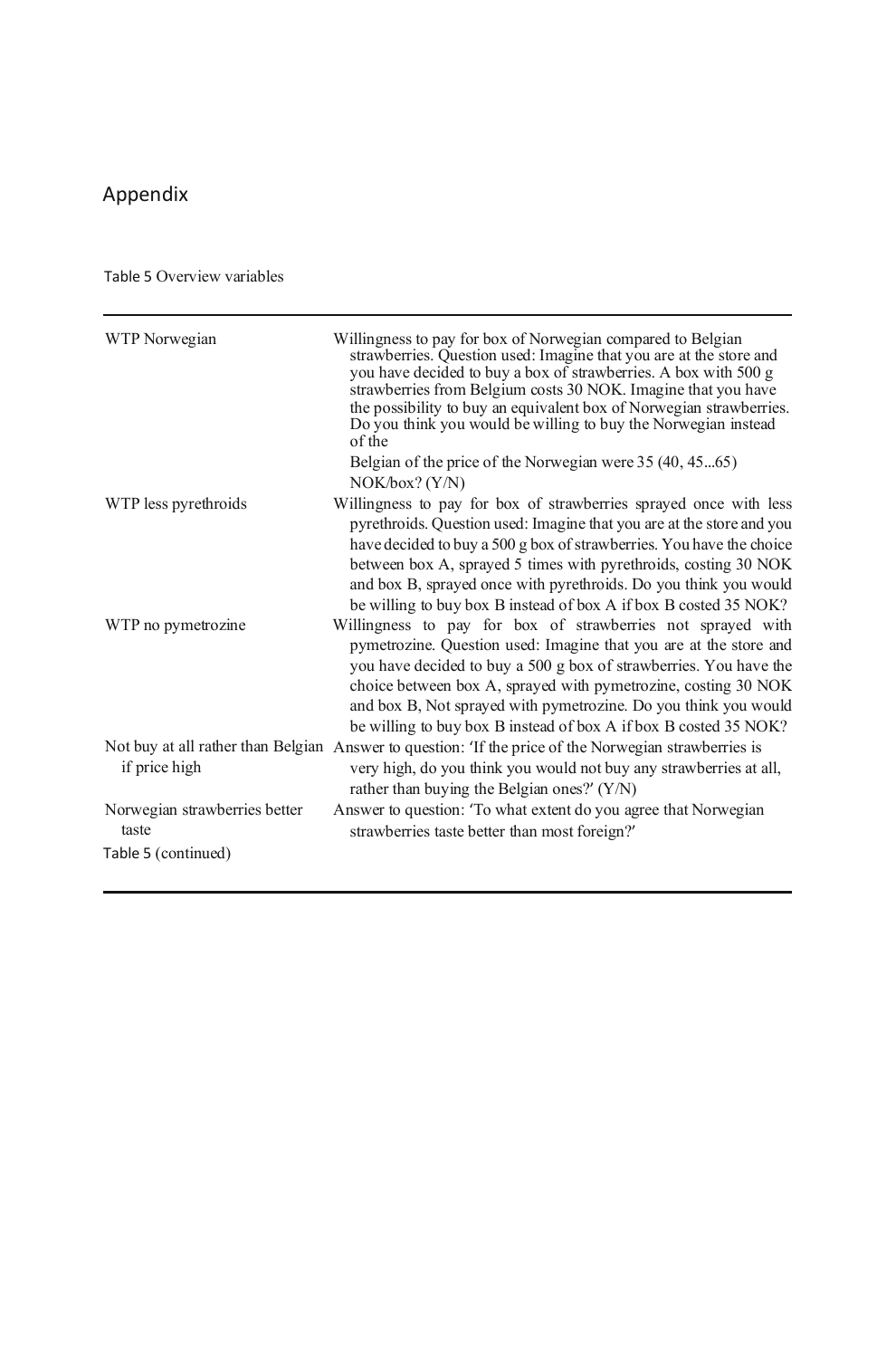## Appendix

Table 5 Overview variables

| | |
|---|---|
| WTP Norwegian | Willingness to pay for box of Norwegian compared to Belgian strawberries. Question used: Imagine that you are at the store and you have decided to buy a box of strawberries. A box with 500 g strawberries from Belgium costs 30 NOK. Imagine that you have the possibility to buy an equivalent box of Norwegian strawberries. Do you think you would be willing to buy the Norwegian instead of the Belgian of the price of the Norwegian were 35 (40, 45...65) NOK/box? (Y/N) |
| WTP less pyrethroids | Willingness to pay for box of strawberries sprayed once with less pyrethroids. Question used: Imagine that you are at the store and you have decided to buy a 500 g box of strawberries. You have the choice between box A, sprayed 5 times with pyrethroids, costing 30 NOK and box B, sprayed once with pyrethroids. Do you think you would be willing to buy box B instead of box A if box B costed 35 NOK? |
| WTP no pymetrozine | Willingness to pay for box of strawberries not sprayed with pymetrozine. Question used: Imagine that you are at the store and you have decided to buy a 500 g box of strawberries. You have the choice between box A, sprayed with pymetrozine, costing 30 NOK and box B, Not sprayed with pymetrozine. Do you think you would be willing to buy box B instead of box A if box B costed 35 NOK? |
| Not buy at all rather than Belgian if price high | Answer to question: 'If the price of the Norwegian strawberries is very high, do you think you would not buy any strawberries at all, rather than buying the Belgian ones?' (Y/N) |
| Norwegian strawberries better taste | Answer to question: 'To what extent do you agree that Norwegian strawberries taste better than most foreign?' |

Table 5 (continued)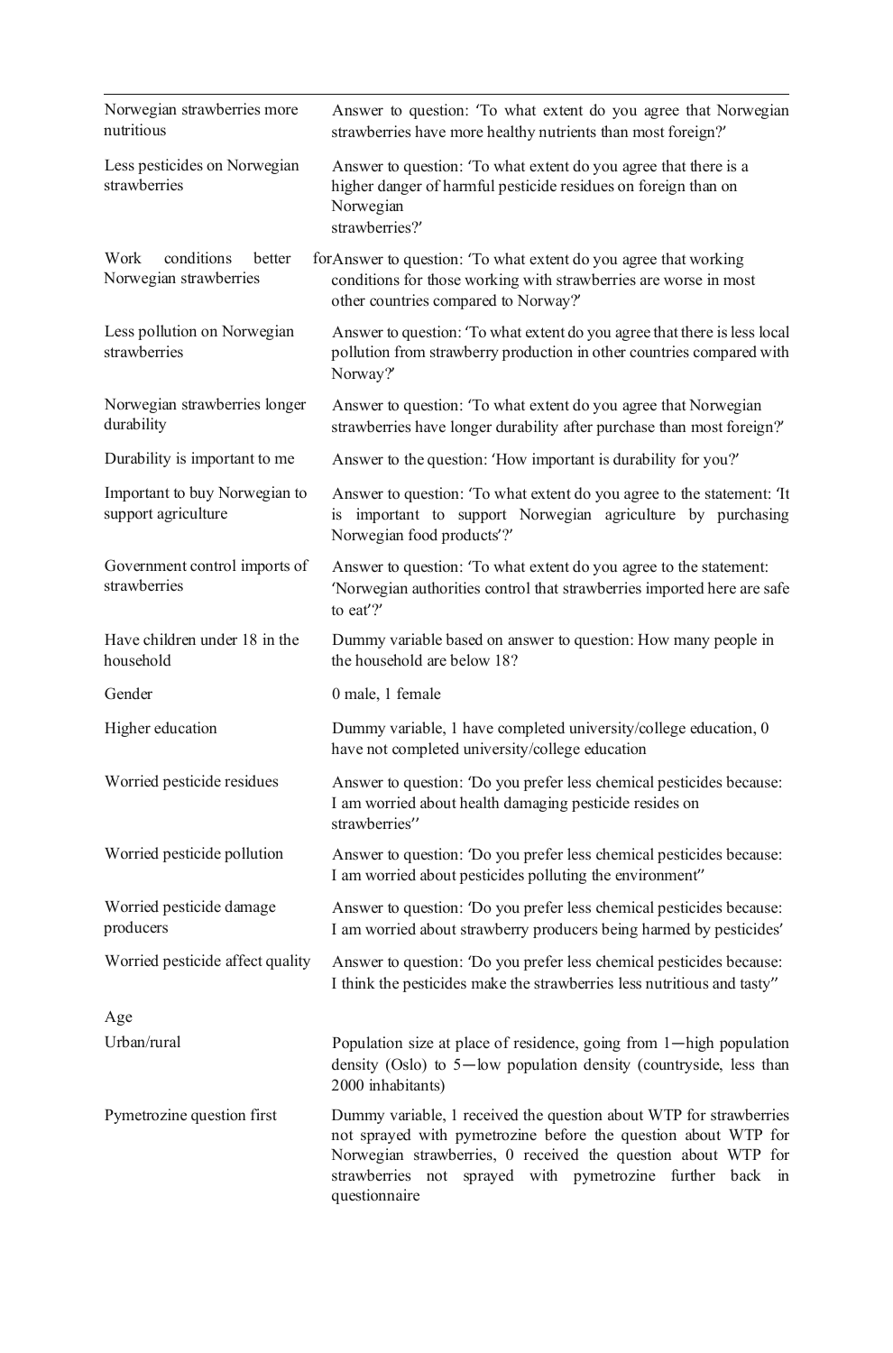| | |
|---|---|
| Norwegian strawberries more nutritious | Answer to question: 'To what extent do you agree that Norwegian strawberries have more healthy nutrients than most foreign?' |
| Less pesticides on Norwegian strawberries | Answer to question: 'To what extent do you agree that there is a higher danger of harmful pesticide residues on foreign than on Norwegian strawberries?' |
| Work conditions better for Norwegian strawberries | Answer to question: 'To what extent do you agree that working conditions for those working with strawberries are worse in most other countries compared to Norway?' |
| Less pollution on Norwegian strawberries | Answer to question: 'To what extent do you agree that there is less local pollution from strawberry production in other countries compared with Norway?' |
| Norwegian strawberries longer durability | Answer to question: 'To what extent do you agree that Norwegian strawberries have longer durability after purchase than most foreign?' |
| Durability is important to me | Answer to the question: 'How important is durability for you?' |
| Important to buy Norwegian to support agriculture | Answer to question: 'To what extent do you agree to the statement: 'It is important to support Norwegian agriculture by purchasing Norwegian food products'?' |
| Government control imports of strawberries | Answer to question: 'To what extent do you agree to the statement: 'Norwegian authorities control that strawberries imported here are safe to eat'?' |
| Have children under 18 in the household | Dummy variable based on answer to question: How many people in the household are below 18? |
| Gender | 0 male, 1 female |
| Higher education | Dummy variable, 1 have completed university/college education, 0 have not completed university/college education |
| Worried pesticide residues | Answer to question: 'Do you prefer less chemical pesticides because: I am worried about health damaging pesticide resides on strawberries'' |
| Worried pesticide pollution | Answer to question: 'Do you prefer less chemical pesticides because: I am worried about pesticides polluting the environment'' |
| Worried pesticide damage producers | Answer to question: 'Do you prefer less chemical pesticides because: I am worried about strawberry producers being harmed by pesticides' |
| Worried pesticide affect quality | Answer to question: 'Do you prefer less chemical pesticides because: I think the pesticides make the strawberries less nutritious and tasty'' |
| Age | |
| Urban/rural | Population size at place of residence, going from 1—high population density (Oslo) to 5—low population density (countryside, less than 2000 inhabitants) |
| Pymetrozine question first | Dummy variable, 1 received the question about WTP for strawberries not sprayed with pymetrozine before the question about WTP for Norwegian strawberries, 0 received the question about WTP for strawberries not sprayed with pymetrozine further back in questionnaire |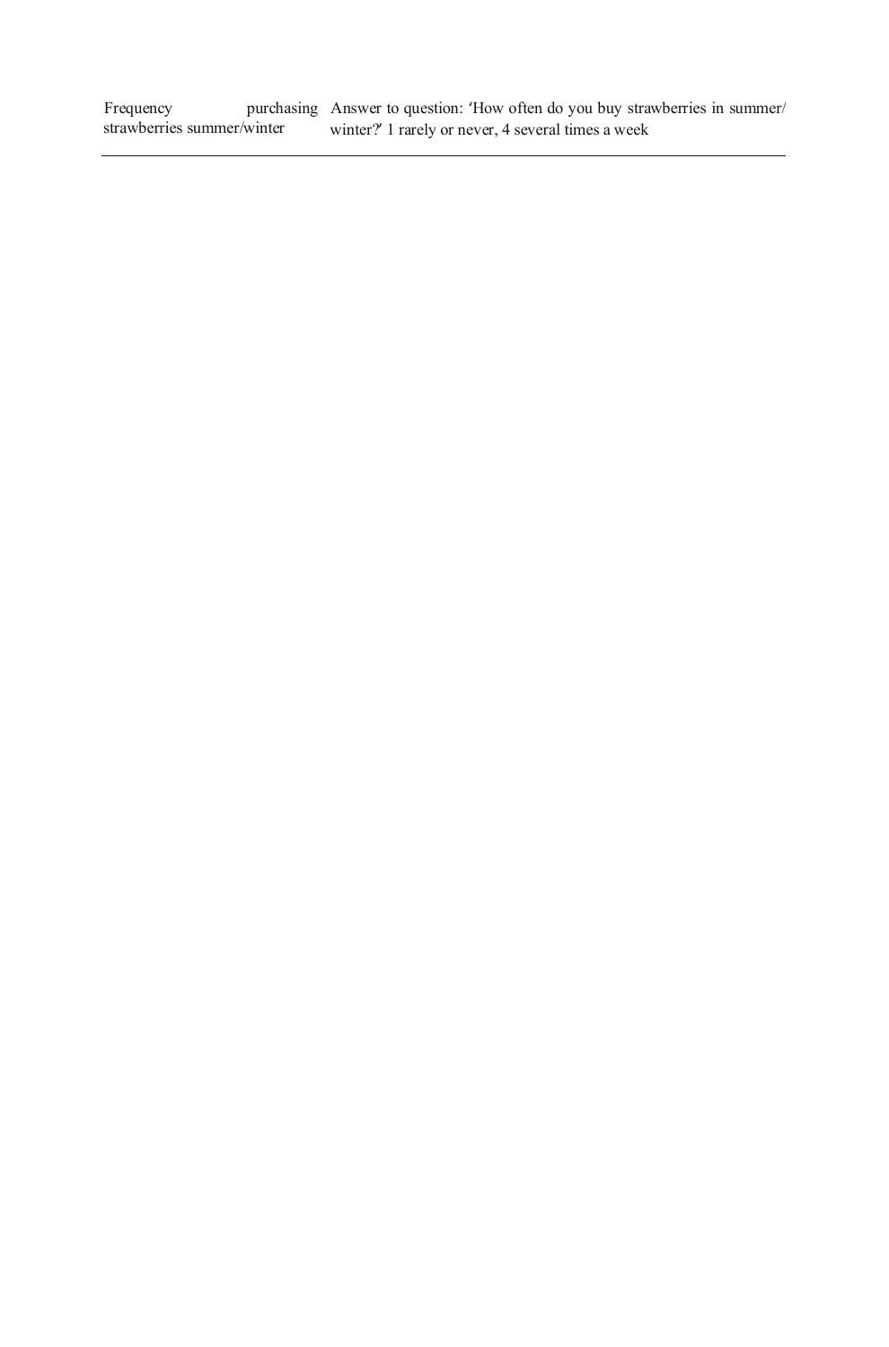| | |
|---|---|
| Frequency purchasing strawberries summer/winter | Answer to question: 'How often do you buy strawberries in summer/winter?' 1 rarely or never, 4 several times a week |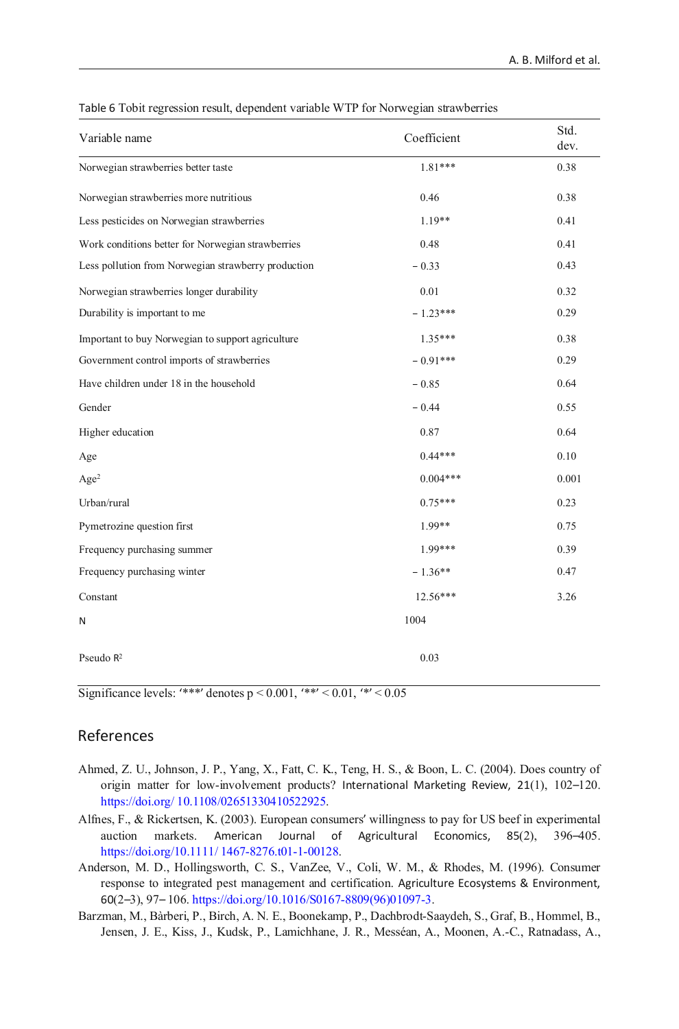Table 6 Tobit regression result, dependent variable WTP for Norwegian strawberries

| Variable name | Coefficient | Std. dev. |
|---|---|---|
| Norwegian strawberries better taste | 1.81*** | 0.38 |
| Norwegian strawberries more nutritious | 0.46 | 0.38 |
| Less pesticides on Norwegian strawberries | 1.19** | 0.41 |
| Work conditions better for Norwegian strawberries | 0.48 | 0.41 |
| Less pollution from Norwegian strawberry production | − 0.33 | 0.43 |
| Norwegian strawberries longer durability | 0.01 | 0.32 |
| Durability is important to me | − 1.23*** | 0.29 |
| Important to buy Norwegian to support agriculture | 1.35*** | 0.38 |
| Government control imports of strawberries | − 0.91*** | 0.29 |
| Have children under 18 in the household | − 0.85 | 0.64 |
| Gender | − 0.44 | 0.55 |
| Higher education | 0.87 | 0.64 |
| Age | 0.44*** | 0.10 |
| $Age^2$ | 0.004*** | 0.001 |
| Urban/rural | 0.75*** | 0.23 |
| Pymetrozine question first | 1.99** | 0.75 |
| Frequency purchasing summer | 1.99*** | 0.39 |
| Frequency purchasing winter | − 1.36** | 0.47 |
| Constant | 12.56*** | 3.26 |
| N | 1004 | |
| Pseudo $R^2$ | 0.03 | |

Significance levels: '***' denotes $p < 0.001$, '**' $< 0.01$, '*' $< 0.05$

## References

Ahmed, Z. U., Johnson, J. P., Yang, X., Fatt, C. K., Teng, H. S., & Boon, L. C. (2004). Does country of origin matter for low-involvement products? International Marketing Review, 21(1), 102–120. https://doi.org/ 10.1108/02651330410522925.

Alfnes, F., & Rickertsen, K. (2003). European consumers' willingness to pay for US beef in experimental auction markets. American Journal of Agricultural Economics, 85(2), 396–405. https://doi.org/10.1111/ 1467-8276.t01-1-00128.

Anderson, M. D., Hollingsworth, C. S., VanZee, V., Coli, W. M., & Rhodes, M. (1996). Consumer response to integrated pest management and certification. Agriculture Ecosystems & Environment, 60(2–3), 97– 106. https://doi.org/10.1016/S0167-8809(96)01097-3.

Barzman, M., Bàrberi, P., Birch, A. N. E., Boonekamp, P., Dachbrodt-Saaydeh, S., Graf, B., Hommel, B., Jensen, J. E., Kiss, J., Kudsk, P., Lamichhane, J. R., Messéan, A., Moonen, A.-C., Ratnadass, A.,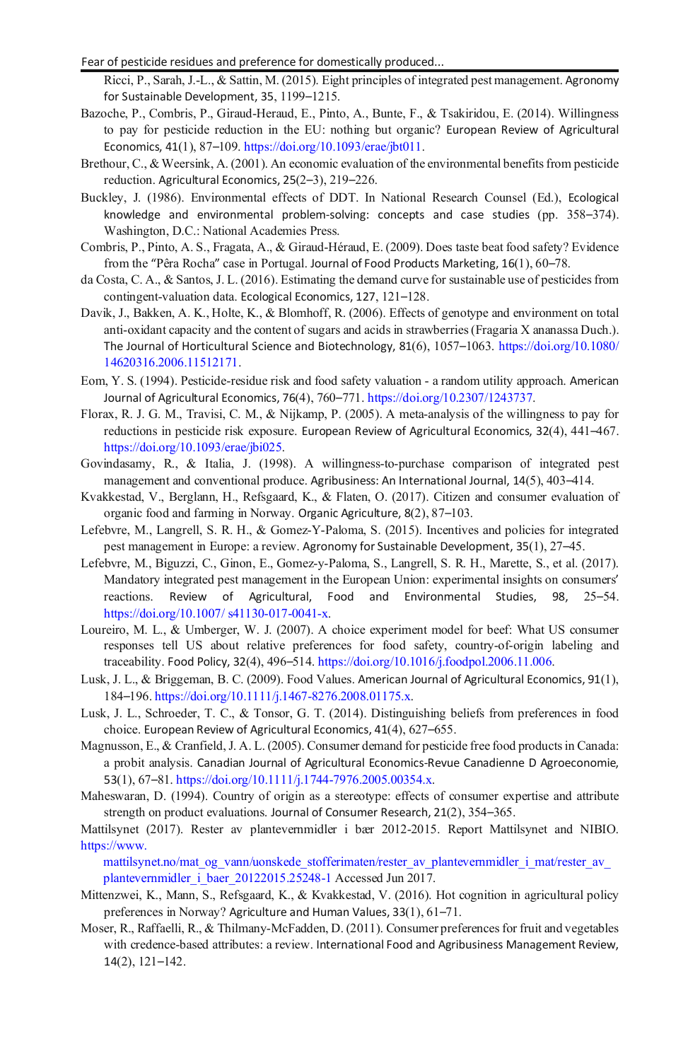Ricci, P., Sarah, J.-L., & Sattin, M. (2015). Eight principles of integrated pest management. Agronomy for Sustainable Development, 35, 1199–1215.

Bazoche, P., Combris, P., Giraud-Heraud, E., Pinto, A., Bunte, F., & Tsakiridou, E. (2014). Willingness to pay for pesticide reduction in the EU: nothing but organic? European Review of Agricultural Economics, 41(1), 87–109. https://doi.org/10.1093/erae/jbt011.

Brethour, C., & Weersink, A. (2001). An economic evaluation of the environmental benefits from pesticide reduction. Agricultural Economics, 25(2–3), 219–226.

Buckley, J. (1986). Environmental effects of DDT. In National Research Counsel (Ed.), Ecological knowledge and environmental problem-solving: concepts and case studies (pp. 358–374). Washington, D.C.: National Academies Press.

Combris, P., Pinto, A. S., Fragata, A., & Giraud-Héraud, E. (2009). Does taste beat food safety? Evidence from the "Pêra Rocha" case in Portugal. Journal of Food Products Marketing, 16(1), 60–78.

da Costa, C. A., & Santos, J. L. (2016). Estimating the demand curve for sustainable use of pesticides from contingent-valuation data. Ecological Economics, 127, 121–128.

Davik, J., Bakken, A. K., Holte, K., & Blomhoff, R. (2006). Effects of genotype and environment on total anti-oxidant capacity and the content of sugars and acids in strawberries (Fragaria X ananassa Duch.). The Journal of Horticultural Science and Biotechnology, 81(6), 1057–1063. https://doi.org/10.1080/14620316.2006.11512171.

Eom, Y. S. (1994). Pesticide-residue risk and food safety valuation - a random utility approach. American Journal of Agricultural Economics, 76(4), 760–771. https://doi.org/10.2307/1243737.

Florax, R. J. G. M., Travisi, C. M., & Nijkamp, P. (2005). A meta-analysis of the willingness to pay for reductions in pesticide risk exposure. European Review of Agricultural Economics, 32(4), 441–467. https://doi.org/10.1093/erae/jbi025.

Govindasamy, R., & Italia, J. (1998). A willingness-to-purchase comparison of integrated pest management and conventional produce. Agribusiness: An International Journal, 14(5), 403–414.

Kvakkestad, V., Berglann, H., Refsgaard, K., & Flaten, O. (2017). Citizen and consumer evaluation of organic food and farming in Norway. Organic Agriculture, 8(2), 87–103.

Lefebvre, M., Langrell, S. R. H., & Gomez-Y-Paloma, S. (2015). Incentives and policies for integrated pest management in Europe: a review. Agronomy for Sustainable Development, 35(1), 27–45.

Lefebvre, M., Biguzzi, C., Ginon, E., Gomez-y-Paloma, S., Langrell, S. R. H., Marette, S., et al. (2017). Mandatory integrated pest management in the European Union: experimental insights on consumers' reactions. Review of Agricultural, Food and Environmental Studies, 98, 25–54. https://doi.org/10.1007/ s41130-017-0041-x.

Loureiro, M. L., & Umberger, W. J. (2007). A choice experiment model for beef: What US consumer responses tell US about relative preferences for food safety, country-of-origin labeling and traceability. Food Policy, 32(4), 496–514. https://doi.org/10.1016/j.foodpol.2006.11.006.

Lusk, J. L., & Briggeman, B. C. (2009). Food Values. American Journal of Agricultural Economics, 91(1), 184–196. https://doi.org/10.1111/j.1467-8276.2008.01175.x.

Lusk, J. L., Schroeder, T. C., & Tonsor, G. T. (2014). Distinguishing beliefs from preferences in food choice. European Review of Agricultural Economics, 41(4), 627–655.

Magnusson, E., & Cranfield, J. A. L. (2005). Consumer demand for pesticide free food products in Canada: a probit analysis. Canadian Journal of Agricultural Economics-Revue Canadienne D Agroeconomie, 53(1), 67–81. https://doi.org/10.1111/j.1744-7976.2005.00354.x.

Maheswaran, D. (1994). Country of origin as a stereotype: effects of consumer expertise and attribute strength on product evaluations. Journal of Consumer Research, 21(2), 354–365.

Mattilsynet (2017). Rester av plantevernmidler i bær 2012-2015. Report Mattilsynet and NIBIO. https://www.mattilsynet.no/mat_og_vann/uonskede_stofferimaten/rester_av_plantevernmidler_i_mat/rester_av_plantevernmidler_i_baer_20122015.25248-1 Accessed Jun 2017.

Mittenzwei, K., Mann, S., Refsgaard, K., & Kvakkestad, V. (2016). Hot cognition in agricultural policy preferences in Norway? Agriculture and Human Values, 33(1), 61–71.

Moser, R., Raffaelli, R., & Thilmany-McFadden, D. (2011). Consumer preferences for fruit and vegetables with credence-based attributes: a review. International Food and Agribusiness Management Review, 14(2), 121–142.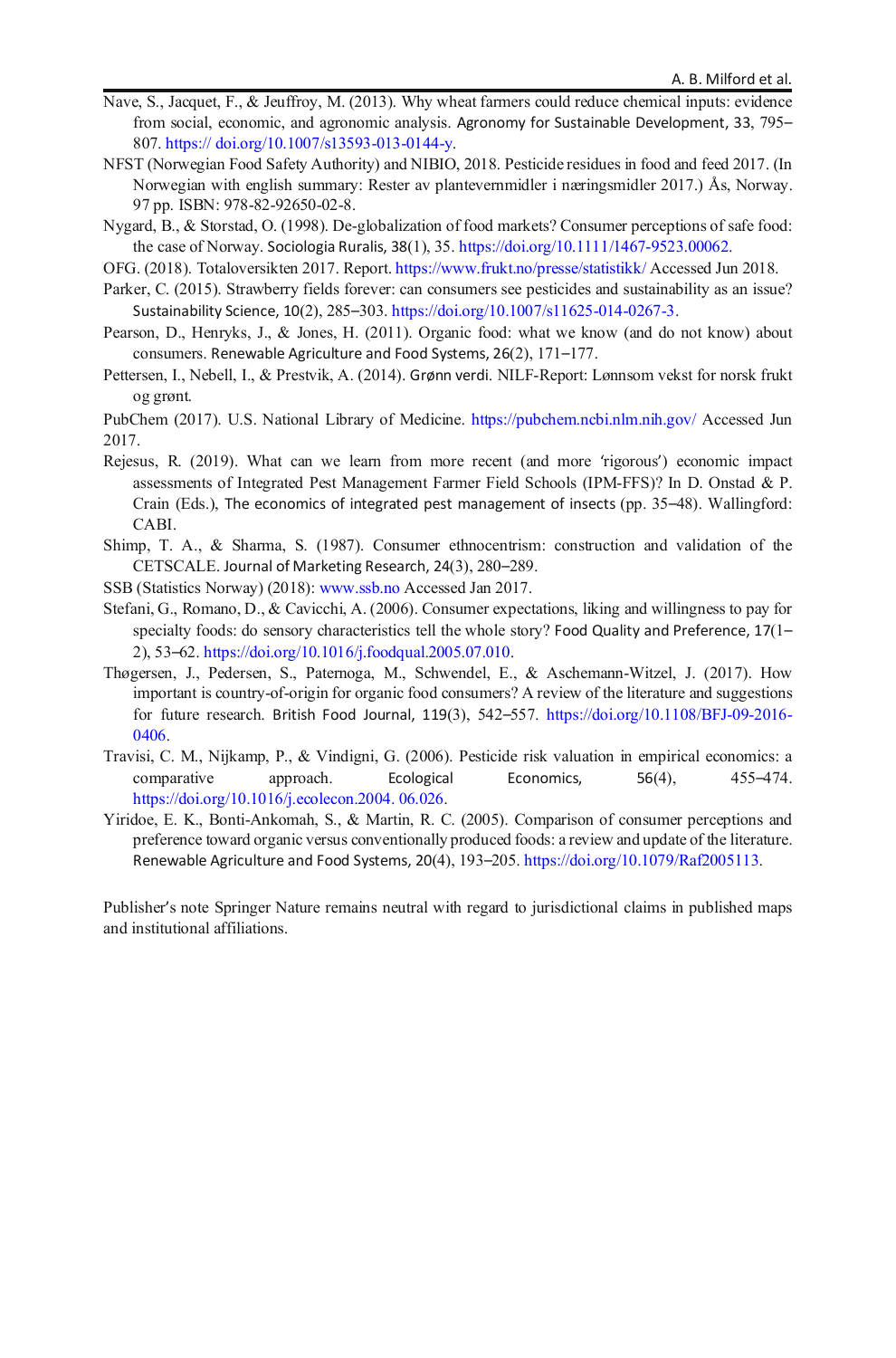Nave, S., Jacquet, F., & Jeuffroy, M. (2013). Why wheat farmers could reduce chemical inputs: evidence from social, economic, and agronomic analysis. *Agronomy for Sustainable Development*, 33, 795–807. https:// doi.org/10.1007/s13593-013-0144-y.

NFST (Norwegian Food Safety Authority) and NIBIO, 2018. Pesticide residues in food and feed 2017. (In Norwegian with english summary: Rester av plantevernmidler i næringsmidler 2017.) Ås, Norway. 97 pp. ISBN: 978-82-92650-02-8.

Nygard, B., & Storstad, O. (1998). De-globalization of food markets? Consumer perceptions of safe food: the case of Norway. *Sociologia Ruralis*, 38(1), 35. https://doi.org/10.1111/1467-9523.00062.

OFG. (2018). Totaloversikten 2017. Report. https://www.frukt.no/presse/statistikk/ Accessed Jun 2018.

Parker, C. (2015). Strawberry fields forever: can consumers see pesticides and sustainability as an issue? *Sustainability Science*, 10(2), 285–303. https://doi.org/10.1007/s11625-014-0267-3.

Pearson, D., Henryks, J., & Jones, H. (2011). Organic food: what we know (and do not know) about consumers. *Renewable Agriculture and Food Systems*, 26(2), 171–177.

Pettersen, I., Nebell, I., & Prestvik, A. (2014). *Grønn verdi*. NILF-Report: Lønnsom vekst for norsk frukt og grønt.

PubChem (2017). U.S. National Library of Medicine. https://pubchem.ncbi.nlm.nih.gov/ Accessed Jun 2017.

Rejesus, R. (2019). What can we learn from more recent (and more 'rigorous') economic impact assessments of Integrated Pest Management Farmer Field Schools (IPM-FFS)? In D. Onstad & P. Crain (Eds.), *The economics of integrated pest management of insects* (pp. 35–48). Wallingford: CABI.

Shimp, T. A., & Sharma, S. (1987). Consumer ethnocentrism: construction and validation of the CETSCALE. *Journal of Marketing Research*, 24(3), 280–289.

SSB (Statistics Norway) (2018): www.ssb.no Accessed Jan 2017.

Stefani, G., Romano, D., & Cavicchi, A. (2006). Consumer expectations, liking and willingness to pay for specialty foods: do sensory characteristics tell the whole story? *Food Quality and Preference*, 17(1–2), 53–62. https://doi.org/10.1016/j.foodqual.2005.07.010.

Thøgersen, J., Pedersen, S., Paternoga, M., Schwendel, E., & Aschemann-Witzel, J. (2017). How important is country-of-origin for organic food consumers? A review of the literature and suggestions for future research. *British Food Journal*, 119(3), 542–557. https://doi.org/10.1108/BFJ-09-2016-0406.

Travisi, C. M., Nijkamp, P., & Vindigni, G. (2006). Pesticide risk valuation in empirical economics: a comparative approach. *Ecological Economics*, 56(4), 455–474. https://doi.org/10.1016/j.ecolecon.2004. 06.026.

Yiridoe, E. K., Bonti-Ankomah, S., & Martin, R. C. (2005). Comparison of consumer perceptions and preference toward organic versus conventionally produced foods: a review and update of the literature. *Renewable Agriculture and Food Systems*, 20(4), 193–205. https://doi.org/10.1079/Raf2005113.

Publisher's note Springer Nature remains neutral with regard to jurisdictional claims in published maps and institutional affiliations.